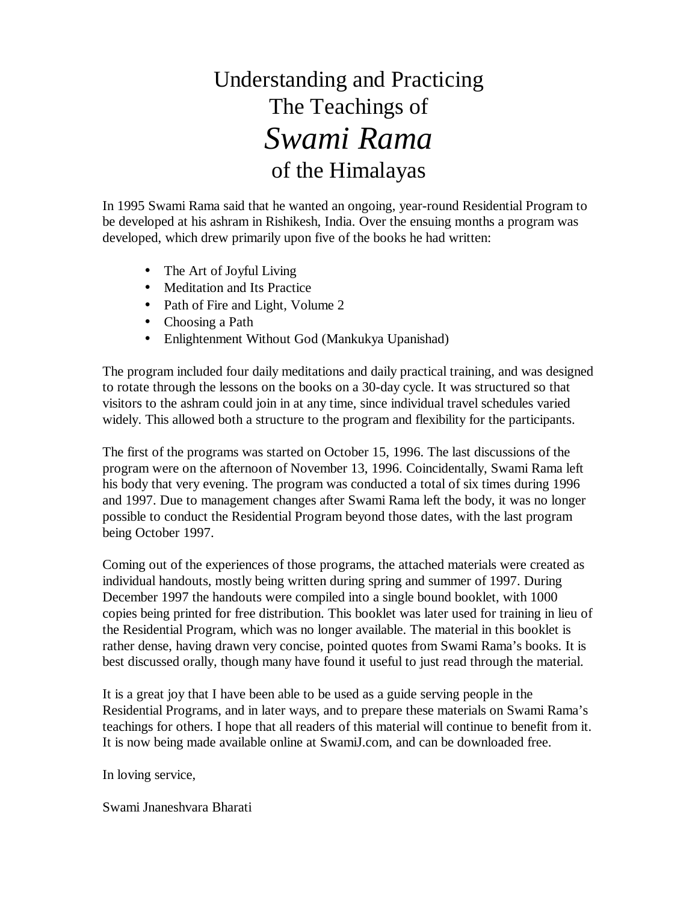# Understanding and Practicing The Teachings of *Swami Rama* of the Himalayas

In 1995 Swami Rama said that he wanted an ongoing, year-round Residential Program to be developed at his ashram in Rishikesh, India. Over the ensuing months a program was developed, which drew primarily upon five of the books he had written:

- The Art of Joyful Living
- Meditation and Its Practice
- Path of Fire and Light, Volume 2
- Choosing a Path
- Enlightenment Without God (Mankukya Upanishad)

The program included four daily meditations and daily practical training, and was designed to rotate through the lessons on the books on a 30-day cycle. It was structured so that visitors to the ashram could join in at any time, since individual travel schedules varied widely. This allowed both a structure to the program and flexibility for the participants.

The first of the programs was started on October 15, 1996. The last discussions of the program were on the afternoon of November 13, 1996. Coincidentally, Swami Rama left his body that very evening. The program was conducted a total of six times during 1996 and 1997. Due to management changes after Swami Rama left the body, it was no longer possible to conduct the Residential Program beyond those dates, with the last program being October 1997.

Coming out of the experiences of those programs, the attached materials were created as individual handouts, mostly being written during spring and summer of 1997. During December 1997 the handouts were compiled into a single bound booklet, with 1000 copies being printed for free distribution. This booklet was later used for training in lieu of the Residential Program, which was no longer available. The material in this booklet is rather dense, having drawn very concise, pointed quotes from Swami Rama's books. It is best discussed orally, though many have found it useful to just read through the material.

It is a great joy that I have been able to be used as a guide serving people in the Residential Programs, and in later ways, and to prepare these materials on Swami Rama's teachings for others. I hope that all readers of this material will continue to benefit from it. It is now being made available online at SwamiJ.com, and can be downloaded free.

In loving service,

Swami Jnaneshvara Bharati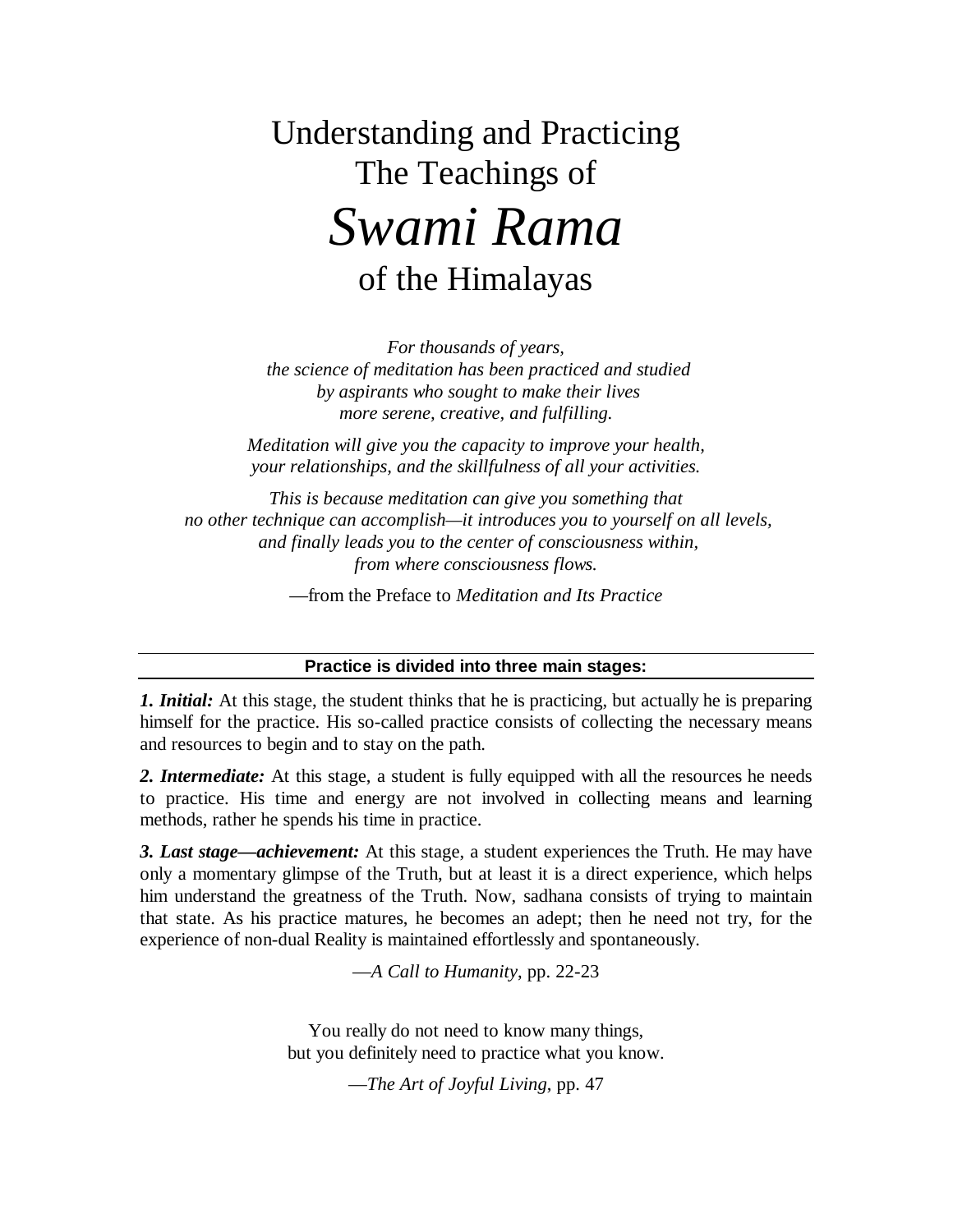# Understanding and Practicing The Teachings of *Swami Rama* of the Himalayas

*For thousands of years,*
*the science of meditation has been practiced and studied*
*by aspirants who sought to make their lives*
*more serene, creative, and fulfilling.*

*Meditation will give you the capacity to improve your health,*
*your relationships, and the skillfulness of all your activities.*

*This is because meditation can give you something that*
*no other technique can accomplish—it introduces you to yourself on all levels,*
*and finally leads you to the center of consciousness within,*
*from where consciousness flows.*

—from the Preface to *Meditation and Its Practice*

---

**Practice is divided into three main stages:**

---

***1. Initial:*** At this stage, the student thinks that he is practicing, but actually he is preparing himself for the practice. His so-called practice consists of collecting the necessary means and resources to begin and to stay on the path.

***2. Intermediate:*** At this stage, a student is fully equipped with all the resources he needs to practice. His time and energy are not involved in collecting means and learning methods, rather he spends his time in practice.

***3. Last stage—achievement:*** At this stage, a student experiences the Truth. He may have only a momentary glimpse of the Truth, but at least it is a direct experience, which helps him understand the greatness of the Truth. Now, sadhana consists of trying to maintain that state. As his practice matures, he becomes an adept; then he need not try, for the experience of non-dual Reality is maintained effortlessly and spontaneously.

—*A Call to Humanity*, pp. 22-23

You really do not need to know many things,
but you definitely need to practice what you know.

—*The Art of Joyful Living*, pp. 47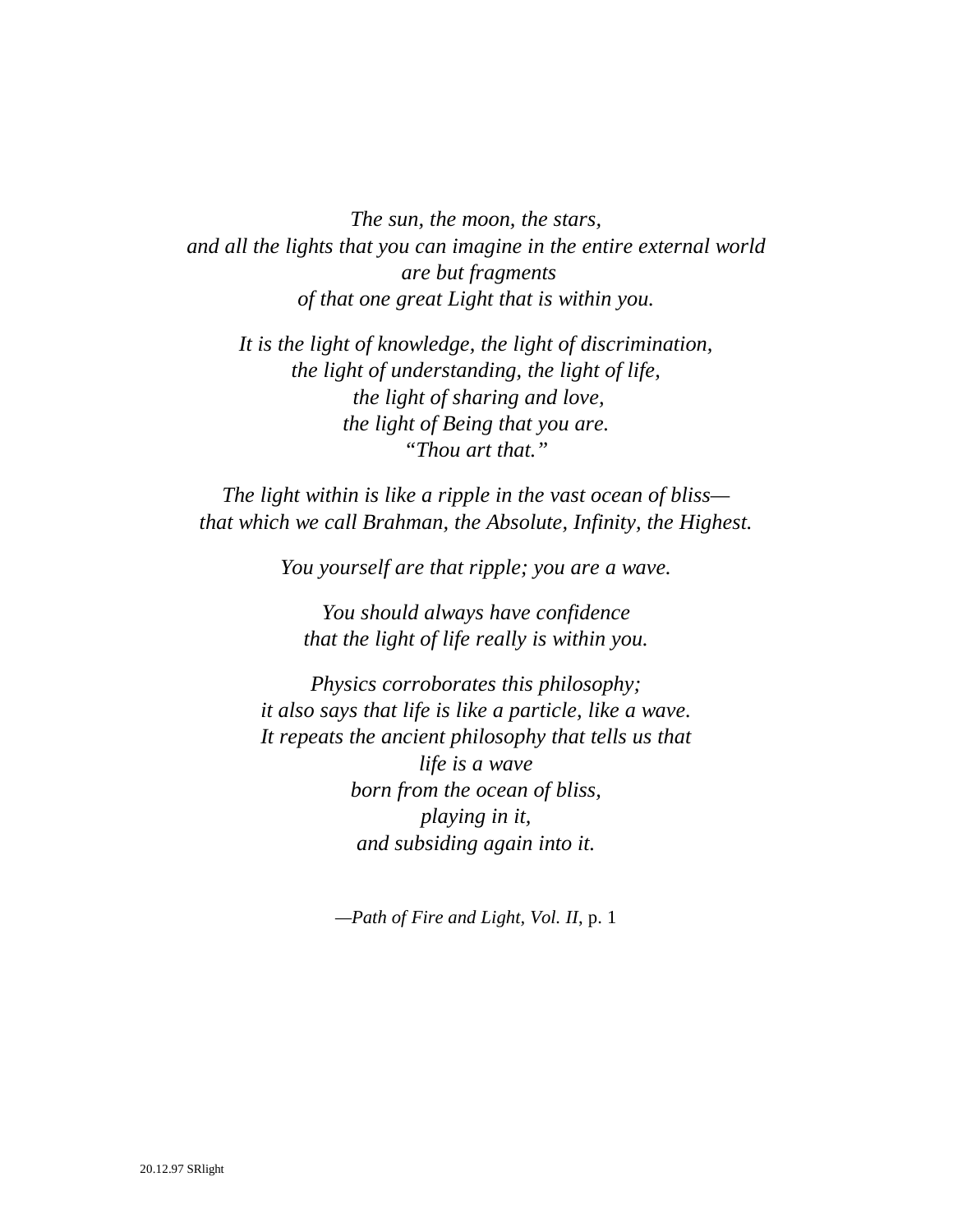*The sun, the moon, the stars,*
*and all the lights that you can imagine in the entire external world*
*are but fragments*
*of that one great Light that is within you.*

*It is the light of knowledge, the light of discrimination,*
*the light of understanding, the light of life,*
*the light of sharing and love,*
*the light of Being that you are.*
*"Thou art that."*

*The light within is like a ripple in the vast ocean of bliss—*
*that which we call Brahman, the Absolute, Infinity, the Highest.*

*You yourself are that ripple; you are a wave.*

*You should always have confidence*
*that the light of life really is within you.*

*Physics corroborates this philosophy;*
*it also says that life is like a particle, like a wave.*
*It repeats the ancient philosophy that tells us that*
*life is a wave*
*born from the ocean of bliss,*
*playing in it,*
*and subsiding again into it.*

—*Path of Fire and Light, Vol. II*, p. 1

20.12.97 SRlight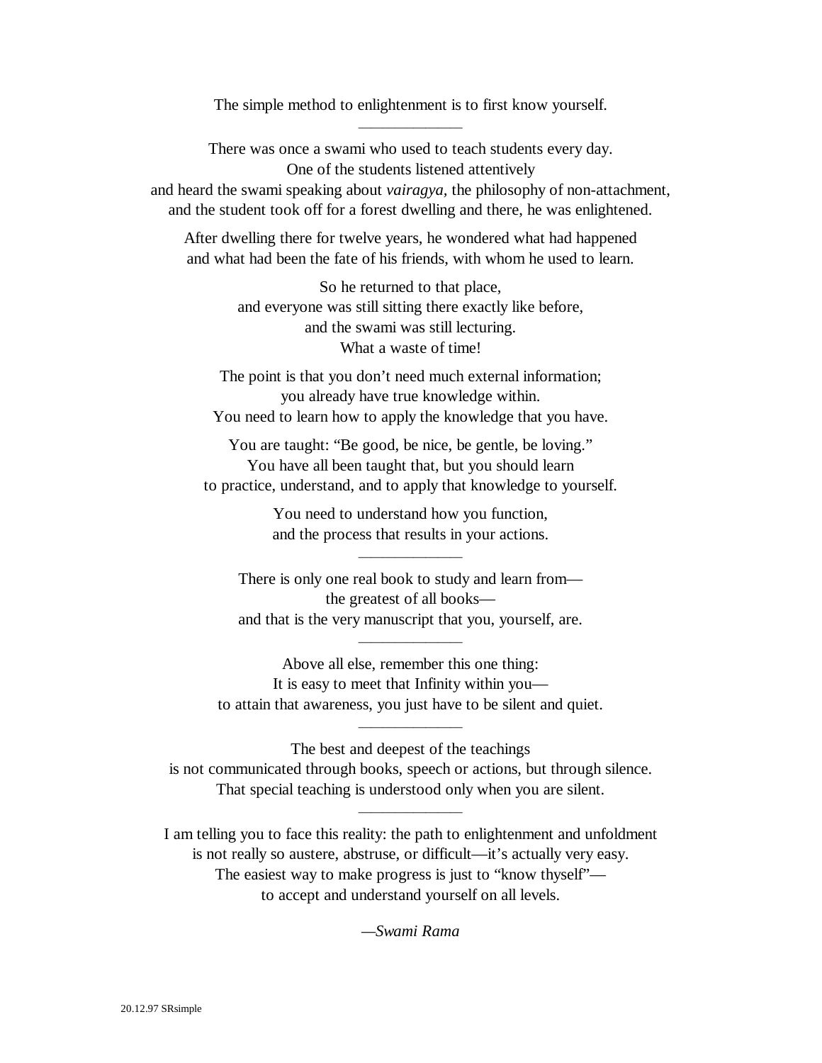The simple method to enlightenment is to first know yourself.

---

There was once a swami who used to teach students every day.
One of the students listened attentively
and heard the swami speaking about *vairagya*, the philosophy of non-attachment,
and the student took off for a forest dwelling and there, he was enlightened.

After dwelling there for twelve years, he wondered what had happened
and what had been the fate of his friends, with whom he used to learn.

So he returned to that place,
and everyone was still sitting there exactly like before,
and the swami was still lecturing.
What a waste of time!

The point is that you don't need much external information;
you already have true knowledge within.
You need to learn how to apply the knowledge that you have.

You are taught: "Be good, be nice, be gentle, be loving."
You have all been taught that, but you should learn
to practice, understand, and to apply that knowledge to yourself.

You need to understand how you function,
and the process that results in your actions.

---

There is only one real book to study and learn from—
the greatest of all books—
and that is the very manuscript that you, yourself, are.

---

Above all else, remember this one thing:
It is easy to meet that Infinity within you—
to attain that awareness, you just have to be silent and quiet.

---

The best and deepest of the teachings
is not communicated through books, speech or actions, but through silence.
That special teaching is understood only when you are silent.

---

I am telling you to face this reality: the path to enlightenment and unfoldment
is not really so austere, abstruse, or difficult—it's actually very easy.
The easiest way to make progress is just to "know thyself"—
to accept and understand yourself on all levels.

*—Swami Rama*

20.12.97 SRsimple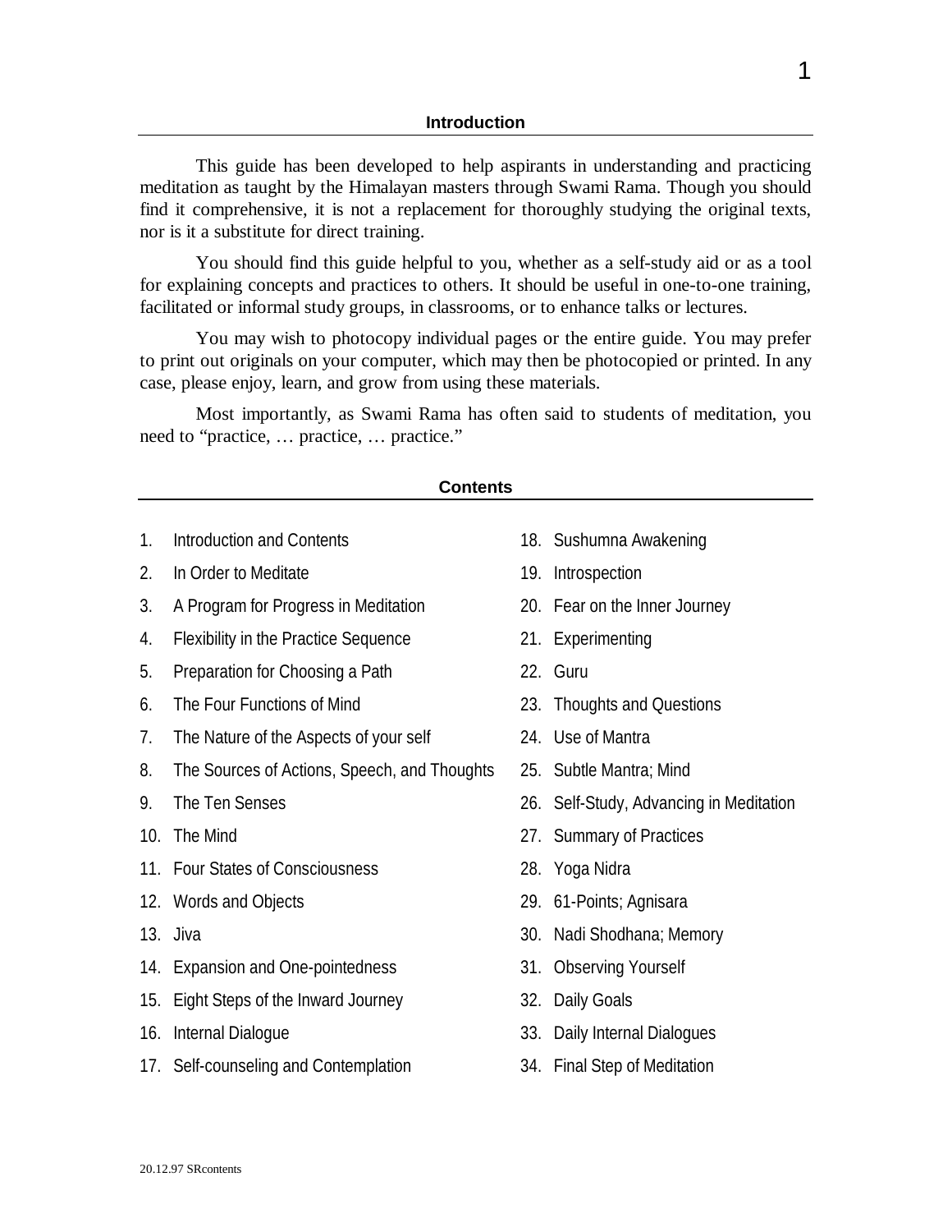## Introduction

This guide has been developed to help aspirants in understanding and practicing meditation as taught by the Himalayan masters through Swami Rama. Though you should find it comprehensive, it is not a replacement for thoroughly studying the original texts, nor is it a substitute for direct training.

You should find this guide helpful to you, whether as a self-study aid or as a tool for explaining concepts and practices to others. It should be useful in one-to-one training, facilitated or informal study groups, in classrooms, or to enhance talks or lectures.

You may wish to photocopy individual pages or the entire guide. You may prefer to print out originals on your computer, which may then be photocopied or printed. In any case, please enjoy, learn, and grow from using these materials.

Most importantly, as Swami Rama has often said to students of meditation, you need to "practice, … practice, … practice."

## Contents

1. Introduction and Contents
2. In Order to Meditate
3. A Program for Progress in Meditation
4. Flexibility in the Practice Sequence
5. Preparation for Choosing a Path
6. The Four Functions of Mind
7. The Nature of the Aspects of your self
8. The Sources of Actions, Speech, and Thoughts
9. The Ten Senses
10. The Mind
11. Four States of Consciousness
12. Words and Objects
13. Jiva
14. Expansion and One-pointedness
15. Eight Steps of the Inward Journey
16. Internal Dialogue
17. Self-counseling and Contemplation
18. Sushumna Awakening
19. Introspection
20. Fear on the Inner Journey
21. Experimenting
22. Guru
23. Thoughts and Questions
24. Use of Mantra
25. Subtle Mantra; Mind
26. Self-Study, Advancing in Meditation
27. Summary of Practices
28. Yoga Nidra
29. 61-Points; Agnisara
30. Nadi Shodhana; Memory
31. Observing Yourself
32. Daily Goals
33. Daily Internal Dialogues
34. Final Step of Meditation

20.12.97 SRcontents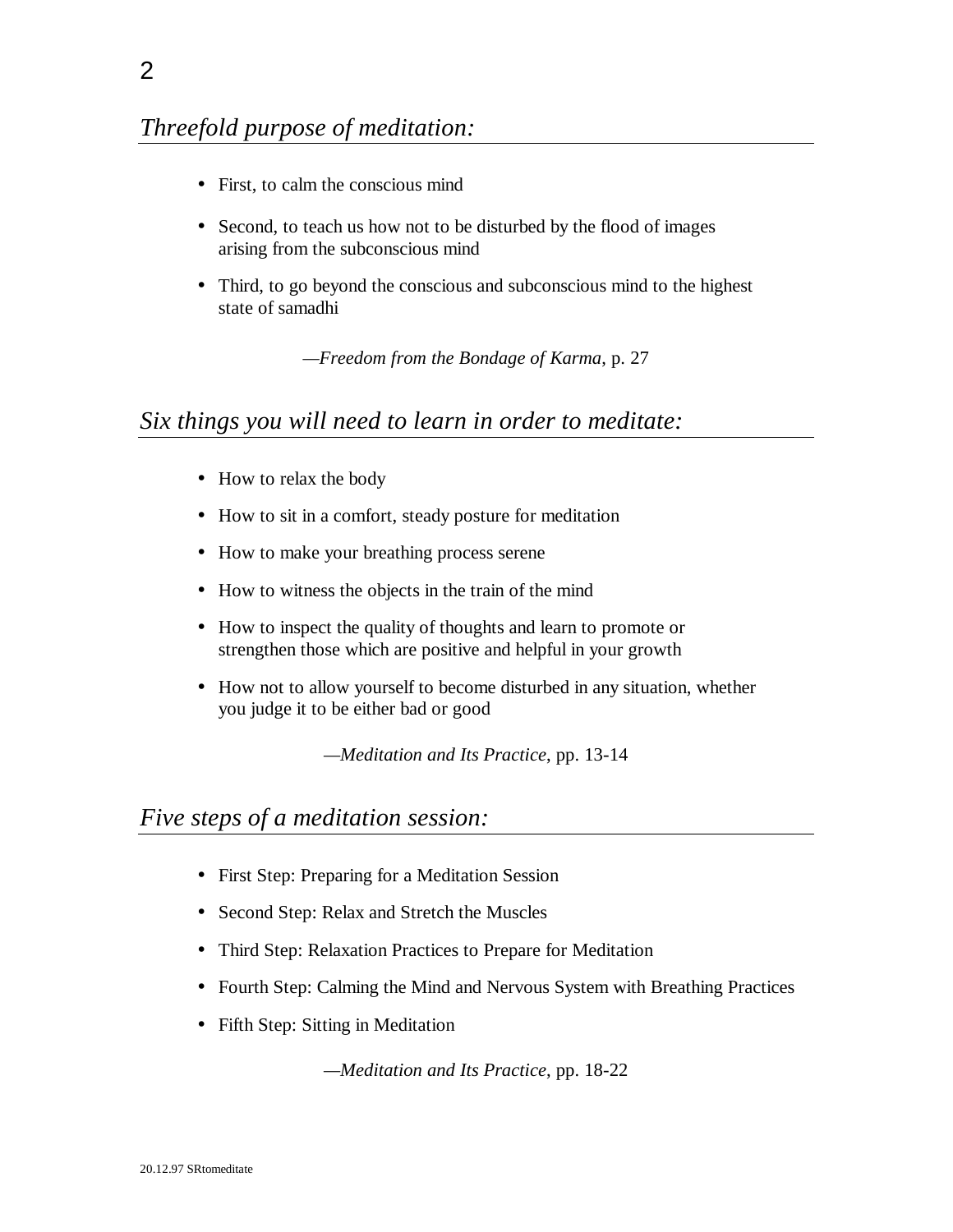## *Threefold purpose of meditation:*

- First, to calm the conscious mind
- Second, to teach us how not to be disturbed by the flood of images arising from the subconscious mind
- Third, to go beyond the conscious and subconscious mind to the highest state of samadhi

—*Freedom from the Bondage of Karma*, p. 27

## *Six things you will need to learn in order to meditate:*

- How to relax the body
- How to sit in a comfort, steady posture for meditation
- How to make your breathing process serene
- How to witness the objects in the train of the mind
- How to inspect the quality of thoughts and learn to promote or strengthen those which are positive and helpful in your growth
- How not to allow yourself to become disturbed in any situation, whether you judge it to be either bad or good

—*Meditation and Its Practice*, pp. 13-14

## *Five steps of a meditation session:*

- First Step: Preparing for a Meditation Session
- Second Step: Relax and Stretch the Muscles
- Third Step: Relaxation Practices to Prepare for Meditation
- Fourth Step: Calming the Mind and Nervous System with Breathing Practices
- Fifth Step: Sitting in Meditation

—*Meditation and Its Practice*, pp. 18-22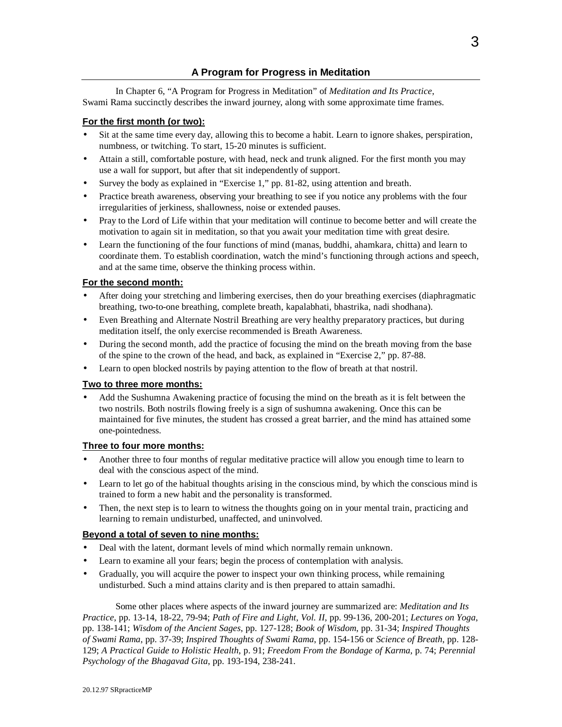## A Program for Progress in Meditation

In Chapter 6, "A Program for Progress in Meditation" of *Meditation and Its Practice*, Swami Rama succinctly describes the inward journey, along with some approximate time frames.

**For the first month (or two):**

- Sit at the same time every day, allowing this to become a habit. Learn to ignore shakes, perspiration, numbness, or twitching. To start, 15-20 minutes is sufficient.
- Attain a still, comfortable posture, with head, neck and trunk aligned. For the first month you may use a wall for support, but after that sit independently of support.
- Survey the body as explained in "Exercise 1," pp. 81-82, using attention and breath.
- Practice breath awareness, observing your breathing to see if you notice any problems with the four irregularities of jerkiness, shallowness, noise or extended pauses.
- Pray to the Lord of Life within that your meditation will continue to become better and will create the motivation to again sit in meditation, so that you await your meditation time with great desire.
- Learn the functioning of the four functions of mind (manas, buddhi, ahamkara, chitta) and learn to coordinate them. To establish coordination, watch the mind's functioning through actions and speech, and at the same time, observe the thinking process within.

**For the second month:**

- After doing your stretching and limbering exercises, then do your breathing exercises (diaphragmatic breathing, two-to-one breathing, complete breath, kapalabhati, bhastrika, nadi shodhana).
- Even Breathing and Alternate Nostril Breathing are very healthy preparatory practices, but during meditation itself, the only exercise recommended is Breath Awareness.
- During the second month, add the practice of focusing the mind on the breath moving from the base of the spine to the crown of the head, and back, as explained in "Exercise 2," pp. 87-88.
- Learn to open blocked nostrils by paying attention to the flow of breath at that nostril.

**Two to three more months:**

- Add the Sushumna Awakening practice of focusing the mind on the breath as it is felt between the two nostrils. Both nostrils flowing freely is a sign of sushumna awakening. Once this can be maintained for five minutes, the student has crossed a great barrier, and the mind has attained some one-pointedness.

**Three to four more months:**

- Another three to four months of regular meditative practice will allow you enough time to learn to deal with the conscious aspect of the mind.
- Learn to let go of the habitual thoughts arising in the conscious mind, by which the conscious mind is trained to form a new habit and the personality is transformed.
- Then, the next step is to learn to witness the thoughts going on in your mental train, practicing and learning to remain undisturbed, unaffected, and uninvolved.

**Beyond a total of seven to nine months:**

- Deal with the latent, dormant levels of mind which normally remain unknown.
- Learn to examine all your fears; begin the process of contemplation with analysis.
- Gradually, you will acquire the power to inspect your own thinking process, while remaining undisturbed. Such a mind attains clarity and is then prepared to attain samadhi.

Some other places where aspects of the inward journey are summarized are: *Meditation and Its Practice*, pp. 13-14, 18-22, 79-94; *Path of Fire and Light, Vol. II*, pp. 99-136, 200-201; *Lectures on Yoga*, pp. 138-141; *Wisdom of the Ancient Sages*, pp. 127-128; *Book of Wisdom*, pp. 31-34; *Inspired Thoughts of Swami Rama*, pp. 37-39; *Inspired Thoughts of Swami Rama*, pp. 154-156 or *Science of Breath*, pp. 128-129; *A Practical Guide to Holistic Health*, p. 91; *Freedom From the Bondage of Karma*, p. 74; *Perennial Psychology of the Bhagavad Gita*, pp. 193-194, 238-241.

20.12.97 SRpracticeMP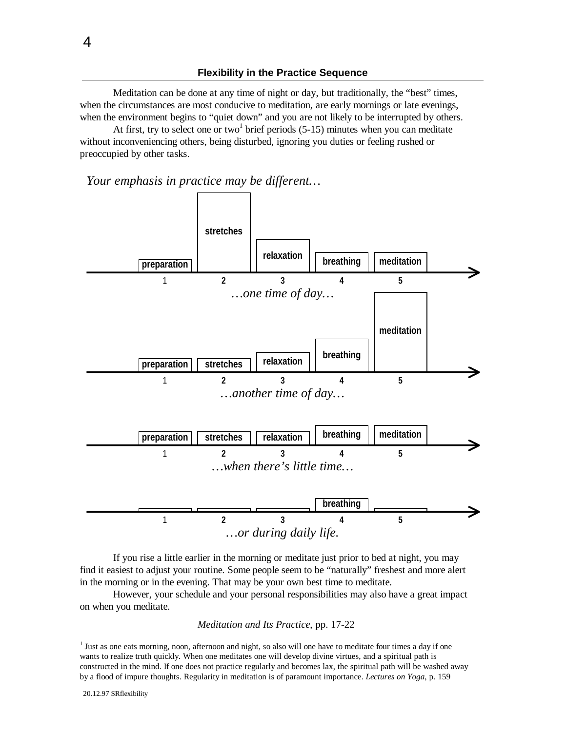## Flexibility in the Practice Sequence

Meditation can be done at any time of night or day, but traditionally, the "best" times, when the circumstances are most conducive to meditation, are early mornings or late evenings, when the environment begins to "quiet down" and you are not likely to be interrupted by others.

At first, try to select one or two[1] brief periods (5-15) minutes when you can meditate without inconveniencing others, being disturbed, ignoring you duties or feeling rushed or preoccupied by other tasks.

*Your emphasis in practice may be different…*

preparation | stretches | relaxation | breathing | meditation

1 2 3 4 5

*…one time of day…*

preparation | stretches | relaxation | breathing | meditation

1 2 3 4 5

*…another time of day…*

preparation | stretches | relaxation | breathing | meditation

1 2 3 4 5

*…when there's little time…*

breathing

1 2 3 4 5

*…or during daily life.*

If you rise a little earlier in the morning or meditate just prior to bed at night, you may find it easiest to adjust your routine. Some people seem to be "naturally" freshest and more alert in the morning or in the evening. That may be your own best time to meditate.

However, your schedule and your personal responsibilities may also have a great impact on when you meditate.

*Meditation and Its Practice*, pp. 17-22

[1] Just as one eats morning, noon, afternoon and night, so also will one have to meditate four times a day if one wants to realize truth quickly. When one meditates one will develop divine virtues, and a spiritual path is constructed in the mind. If one does not practice regularly and becomes lax, the spiritual path will be washed away by a flood of impure thoughts. Regularity in meditation is of paramount importance. *Lectures on Yoga*, p. 159

20.12.97 SRflexibility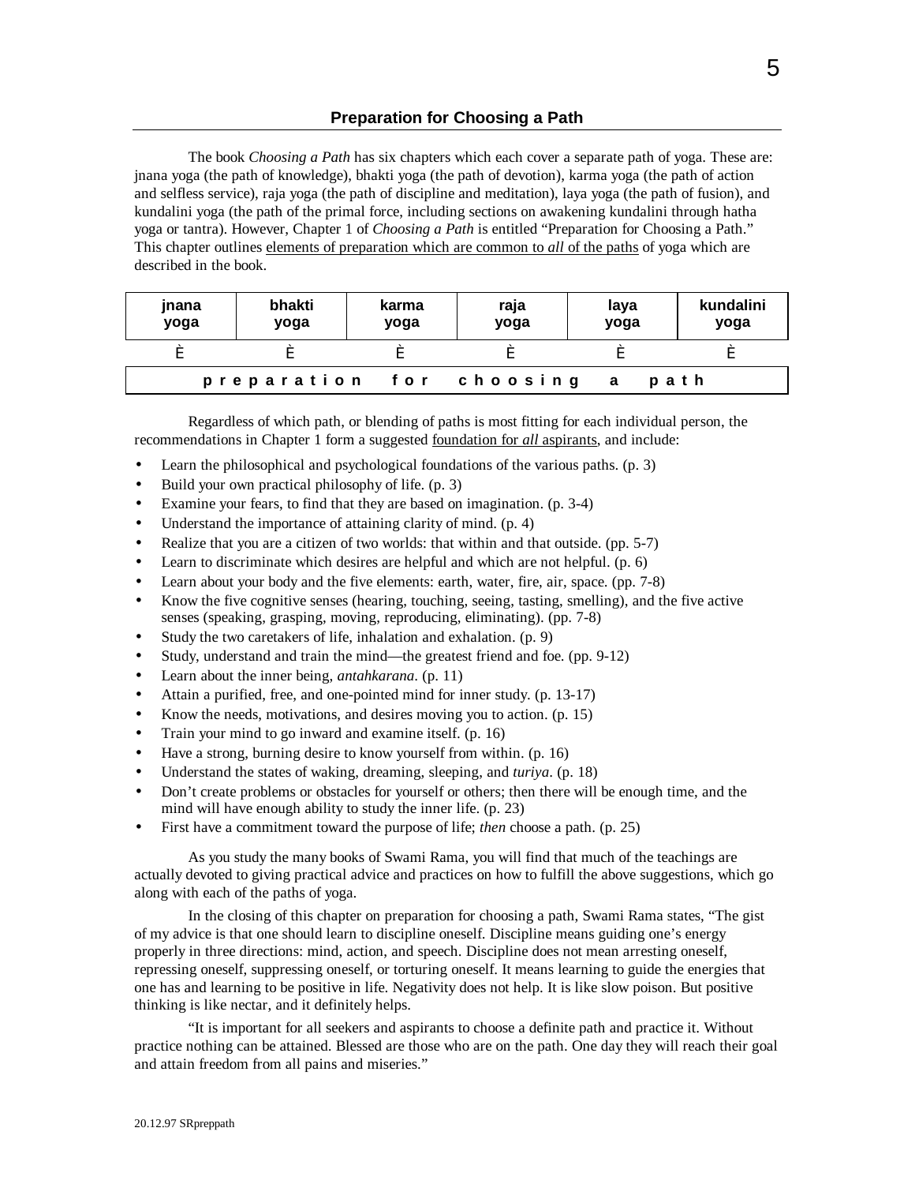## Preparation for Choosing a Path

The book *Choosing a Path* has six chapters which each cover a separate path of yoga. These are: jnana yoga (the path of knowledge), bhakti yoga (the path of devotion), karma yoga (the path of action and selfless service), raja yoga (the path of discipline and meditation), laya yoga (the path of fusion), and kundalini yoga (the path of the primal force, including sections on awakening kundalini through hatha yoga or tantra). However, Chapter 1 of *Choosing a Path* is entitled "Preparation for Choosing a Path." This chapter outlines elements of preparation which are common to *all* of the paths of yoga which are described in the book.

| jnana yoga | bhakti yoga | karma yoga | raja yoga | laya yoga | kundalini yoga |
|---|---|---|---|---|---|
| È | È | È | È | È | È |
| preparation for choosing a path | | | | | |

Regardless of which path, or blending of paths is most fitting for each individual person, the recommendations in Chapter 1 form a suggested foundation for *all* aspirants, and include:

- Learn the philosophical and psychological foundations of the various paths. (p. 3)
- Build your own practical philosophy of life. (p. 3)
- Examine your fears, to find that they are based on imagination. (p. 3-4)
- Understand the importance of attaining clarity of mind. (p. 4)
- Realize that you are a citizen of two worlds: that within and that outside. (pp. 5-7)
- Learn to discriminate which desires are helpful and which are not helpful. (p. 6)
- Learn about your body and the five elements: earth, water, fire, air, space. (pp. 7-8)
- Know the five cognitive senses (hearing, touching, seeing, tasting, smelling), and the five active senses (speaking, grasping, moving, reproducing, eliminating). (pp. 7-8)
- Study the two caretakers of life, inhalation and exhalation. (p. 9)
- Study, understand and train the mind—the greatest friend and foe. (pp. 9-12)
- Learn about the inner being, *antahkarana*. (p. 11)
- Attain a purified, free, and one-pointed mind for inner study. (p. 13-17)
- Know the needs, motivations, and desires moving you to action. (p. 15)
- Train your mind to go inward and examine itself. (p. 16)
- Have a strong, burning desire to know yourself from within. (p. 16)
- Understand the states of waking, dreaming, sleeping, and *turiya*. (p. 18)
- Don't create problems or obstacles for yourself or others; then there will be enough time, and the mind will have enough ability to study the inner life. (p. 23)
- First have a commitment toward the purpose of life; *then* choose a path. (p. 25)

As you study the many books of Swami Rama, you will find that much of the teachings are actually devoted to giving practical advice and practices on how to fulfill the above suggestions, which go along with each of the paths of yoga.

In the closing of this chapter on preparation for choosing a path, Swami Rama states, "The gist of my advice is that one should learn to discipline oneself. Discipline means guiding one's energy properly in three directions: mind, action, and speech. Discipline does not mean arresting oneself, repressing oneself, suppressing oneself, or torturing oneself. It means learning to guide the energies that one has and learning to be positive in life. Negativity does not help. It is like slow poison. But positive thinking is like nectar, and it definitely helps.

"It is important for all seekers and aspirants to choose a definite path and practice it. Without practice nothing can be attained. Blessed are those who are on the path. One day they will reach their goal and attain freedom from all pains and miseries."

20.12.97 SRpreppath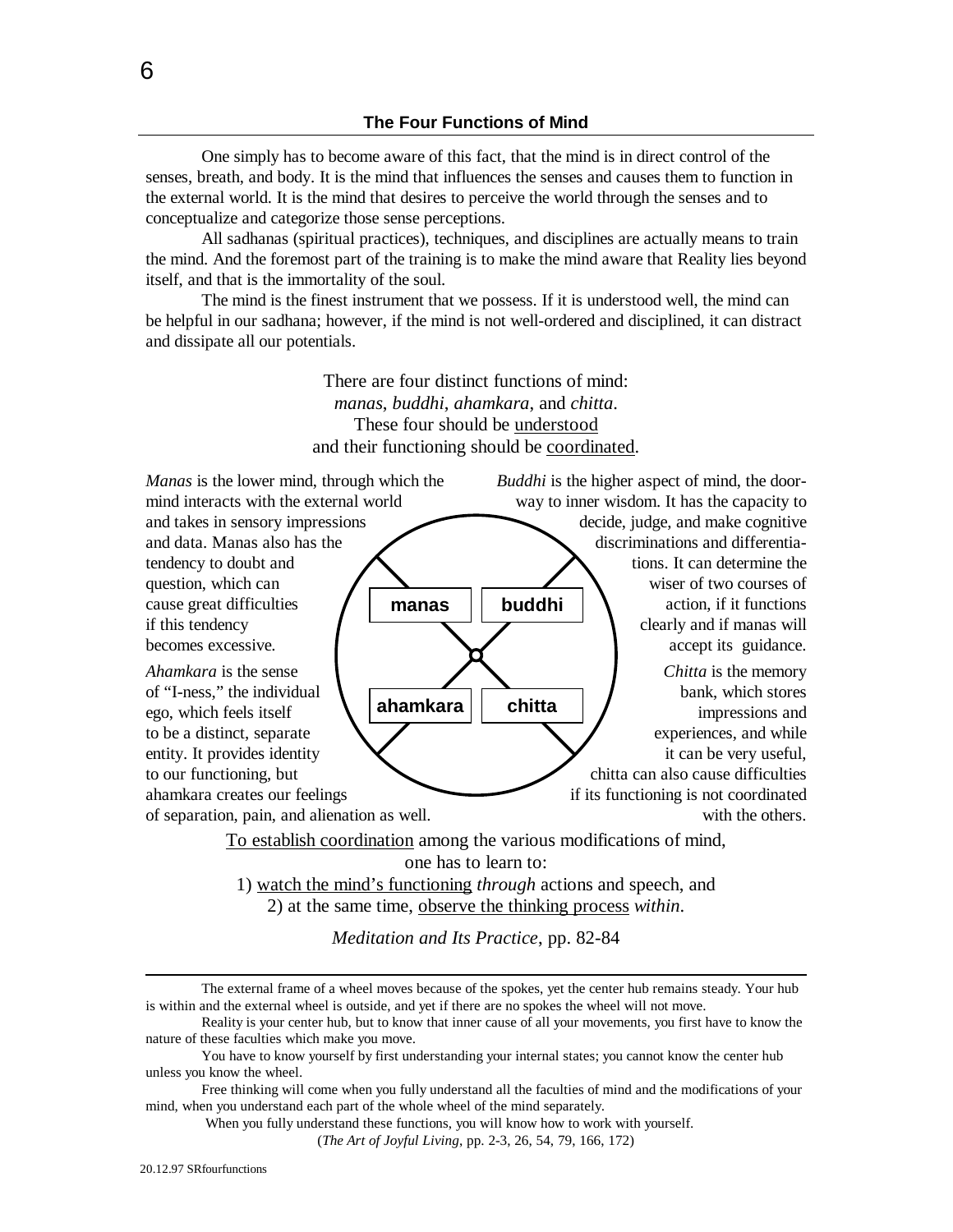## The Four Functions of Mind

One simply has to become aware of this fact, that the mind is in direct control of the senses, breath, and body. It is the mind that influences the senses and causes them to function in the external world. It is the mind that desires to perceive the world through the senses and to conceptualize and categorize those sense perceptions.

All sadhanas (spiritual practices), techniques, and disciplines are actually means to train the mind. And the foremost part of the training is to make the mind aware that Reality lies beyond itself, and that is the immortality of the soul.

The mind is the finest instrument that we possess. If it is understood well, the mind can be helpful in our sadhana; however, if the mind is not well-ordered and disciplined, it can distract and dissipate all our potentials.

There are four distinct functions of mind:
*manas*, *buddhi*, *ahamkara*, and *chitta*.
These four should be understood
and their functioning should be coordinated.

*Manas* is the lower mind, through which the mind interacts with the external world and takes in sensory impressions and data. Manas also has the tendency to doubt and question, which can cause great difficulties if this tendency becomes excessive.

*Buddhi* is the higher aspect of mind, the doorway to inner wisdom. It has the capacity to decide, judge, and make cognitive discriminations and differentiations. It can determine the wiser of two courses of action, if it functions clearly and if manas will accept its guidance.

*Ahamkara* is the sense of "I-ness," the individual ego, which feels itself to be a distinct, separate entity. It provides identity to our functioning, but ahamkara creates our feelings of separation, pain, and alienation as well.

*Chitta* is the memory bank, which stores impressions and experiences, and while it can be very useful, chitta can also cause difficulties if its functioning is not coordinated with the others.

manas | buddhi | ahamkara | chitta

To establish coordination among the various modifications of mind,
one has to learn to:
1) watch the mind's functioning *through* actions and speech, and
2) at the same time, observe the thinking process *within*.

*Meditation and Its Practice*, pp. 82-84

---

The external frame of a wheel moves because of the spokes, yet the center hub remains steady. Your hub is within and the external wheel is outside, and yet if there are no spokes the wheel will not move.

Reality is your center hub, but to know that inner cause of all your movements, you first have to know the nature of these faculties which make you move.

You have to know yourself by first understanding your internal states; you cannot know the center hub unless you know the wheel.

Free thinking will come when you fully understand all the faculties of mind and the modifications of your mind, when you understand each part of the whole wheel of the mind separately.

When you fully understand these functions, you will know how to work with yourself.

(*The Art of Joyful Living*, pp. 2-3, 26, 54, 79, 166, 172)

20.12.97 SRfourfunctions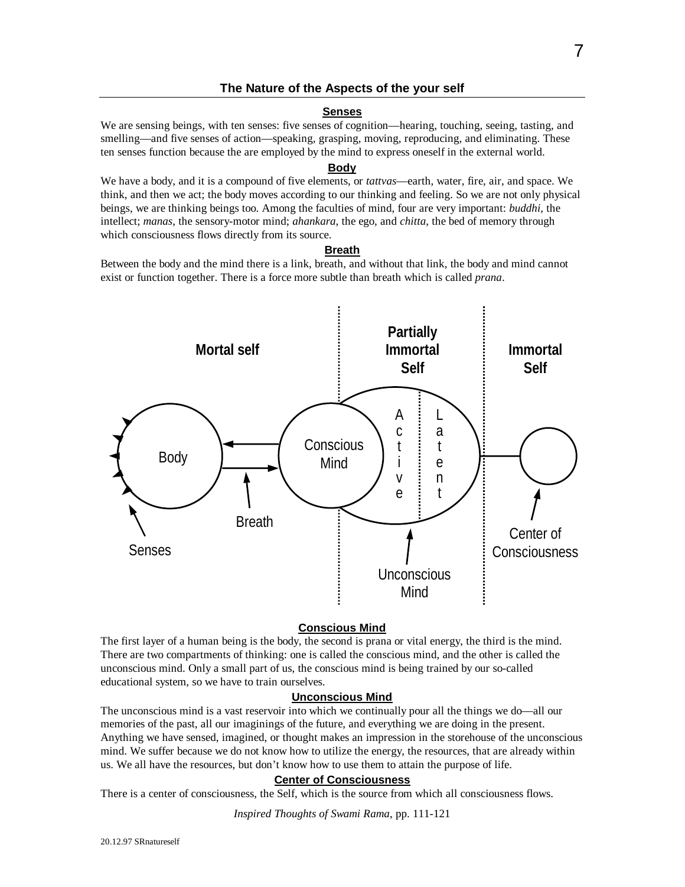## The Nature of the Aspects of the your self

### Senses

We are sensing beings, with ten senses: five senses of cognition—hearing, touching, seeing, tasting, and smelling—and five senses of action—speaking, grasping, moving, reproducing, and eliminating. These ten senses function because the are employed by the mind to express oneself in the external world.

### Body

We have a body, and it is a compound of five elements, or *tattvas*—earth, water, fire, air, and space. We think, and then we act; the body moves according to our thinking and feeling. So we are not only physical beings, we are thinking beings too. Among the faculties of mind, four are very important: *buddhi*, the intellect; *manas*, the sensory-motor mind; *ahankara*, the ego, and *chitta*, the bed of memory through which consciousness flows directly from its source.

### Breath

Between the body and the mind there is a link, breath, and without that link, the body and mind cannot exist or function together. There is a force more subtle than breath which is called *prana*.

Mortal self | Partially Immortal Self | Immortal Self

Body | Conscious Mind | Active | Latent

Senses | Breath | Unconscious Mind | Center of Consciousness

### Conscious Mind

The first layer of a human being is the body, the second is prana or vital energy, the third is the mind. There are two compartments of thinking: one is called the conscious mind, and the other is called the unconscious mind. Only a small part of us, the conscious mind is being trained by our so-called educational system, so we have to train ourselves.

### Unconscious Mind

The unconscious mind is a vast reservoir into which we continually pour all the things we do—all our memories of the past, all our imaginings of the future, and everything we are doing in the present. Anything we have sensed, imagined, or thought makes an impression in the storehouse of the unconscious mind. We suffer because we do not know how to utilize the energy, the resources, that are already within us. We all have the resources, but don't know how to use them to attain the purpose of life.

### Center of Consciousness

There is a center of consciousness, the Self, which is the source from which all consciousness flows.

*Inspired Thoughts of Swami Rama*, pp. 111-121

20.12.97 SRnatureself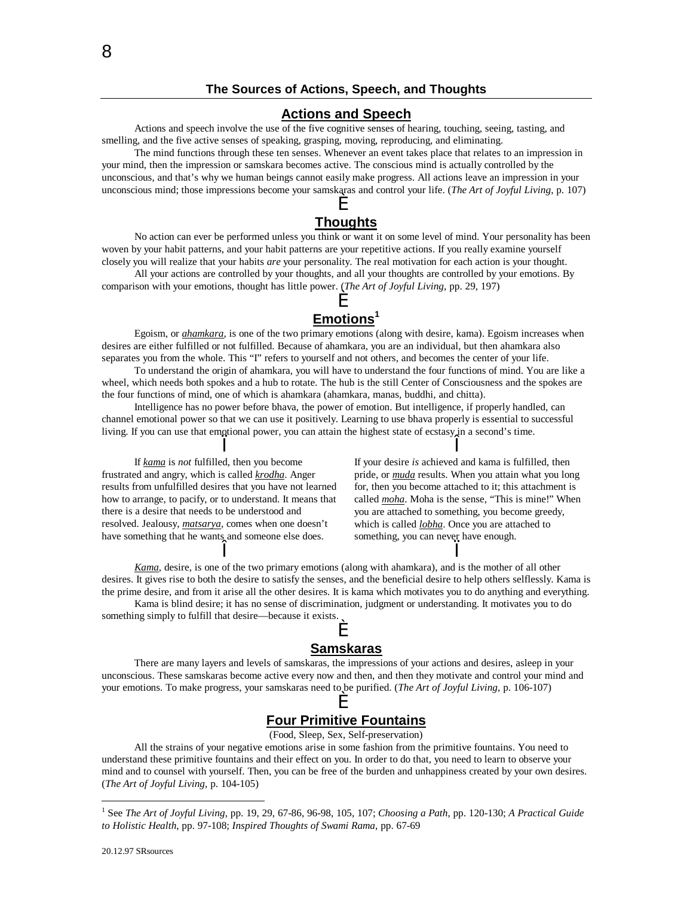## The Sources of Actions, Speech, and Thoughts

### Actions and Speech

Actions and speech involve the use of the five cognitive senses of hearing, touching, seeing, tasting, and smelling, and the five active senses of speaking, grasping, moving, reproducing, and eliminating.

The mind functions through these ten senses. Whenever an event takes place that relates to an impression in your mind, then the impression or samskara becomes active. The conscious mind is actually controlled by the unconscious, and that's why we human beings cannot easily make progress. All actions leave an impression in your unconscious mind; those impressions become your samskaras and control your life. (*The Art of Joyful Living*, p. 107)

### Thoughts

No action can ever be performed unless you think or want it on some level of mind. Your personality has been woven by your habit patterns, and your habit patterns are your repetitive actions. If you really examine yourself closely you will realize that your habits *are* your personality. The real motivation for each action is your thought.

All your actions are controlled by your thoughts, and all your thoughts are controlled by your emotions. By comparison with your emotions, thought has little power. (*The Art of Joyful Living*, pp. 29, 197)

### Emotions[1]

Egoism, or *ahamkara*, is one of the two primary emotions (along with desire, kama). Egoism increases when desires are either fulfilled or not fulfilled. Because of ahamkara, you are an individual, but then ahamkara also separates you from the whole. This "I" refers to yourself and not others, and becomes the center of your life.

To understand the origin of ahamkara, you will have to understand the four functions of mind. You are like a wheel, which needs both spokes and a hub to rotate. The hub is the still Center of Consciousness and the spokes are the four functions of mind, one of which is ahamkara (ahamkara, manas, buddhi, and chitta).

Intelligence has no power before bhava, the power of emotion. But intelligence, if properly handled, can channel emotional power so that we can use it positively. Learning to use bhava properly is essential to successful living. If you can use that emotional power, you can attain the highest state of ecstasy in a second's time.

If *kama* is *not* fulfilled, then you become frustrated and angry, which is called *krodha*. Anger results from unfulfilled desires that you have not learned how to arrange, to pacify, or to understand. It means that there is a desire that needs to be understood and resolved. Jealousy, *matsarya*, comes when one doesn't have something that he wants and someone else does.

If your desire *is* achieved and kama is fulfilled, then pride, or *muda* results. When you attain what you long for, then you become attached to it; this attachment is called *moha*. Moha is the sense, "This is mine!" When you are attached to something, you become greedy, which is called *lobha*. Once you are attached to something, you can never have enough.

*Kama*, desire, is one of the two primary emotions (along with ahamkara), and is the mother of all other desires. It gives rise to both the desire to satisfy the senses, and the beneficial desire to help others selflessly. Kama is the prime desire, and from it arise all the other desires. It is kama which motivates you to do anything and everything.

Kama is blind desire; it has no sense of discrimination, judgment or understanding. It motivates you to do something simply to fulfill that desire—because it exists.

### Samskaras

There are many layers and levels of samskaras, the impressions of your actions and desires, asleep in your unconscious. These samskaras become active every now and then, and then they motivate and control your mind and your emotions. To make progress, your samskaras need to be purified. (*The Art of Joyful Living*, p. 106-107)

### Four Primitive Fountains

(Food, Sleep, Sex, Self-preservation)

All the strains of your negative emotions arise in some fashion from the primitive fountains. You need to understand these primitive fountains and their effect on you. In order to do that, you need to learn to observe your mind and to counsel with yourself. Then, you can be free of the burden and unhappiness created by your own desires. (*The Art of Joyful Living*, p. 104-105)

---

[1] See *The Art of Joyful Living*, pp. 19, 29, 67-86, 96-98, 105, 107; *Choosing a Path*, pp. 120-130; *A Practical Guide to Holistic Health*, pp. 97-108; *Inspired Thoughts of Swami Rama*, pp. 67-69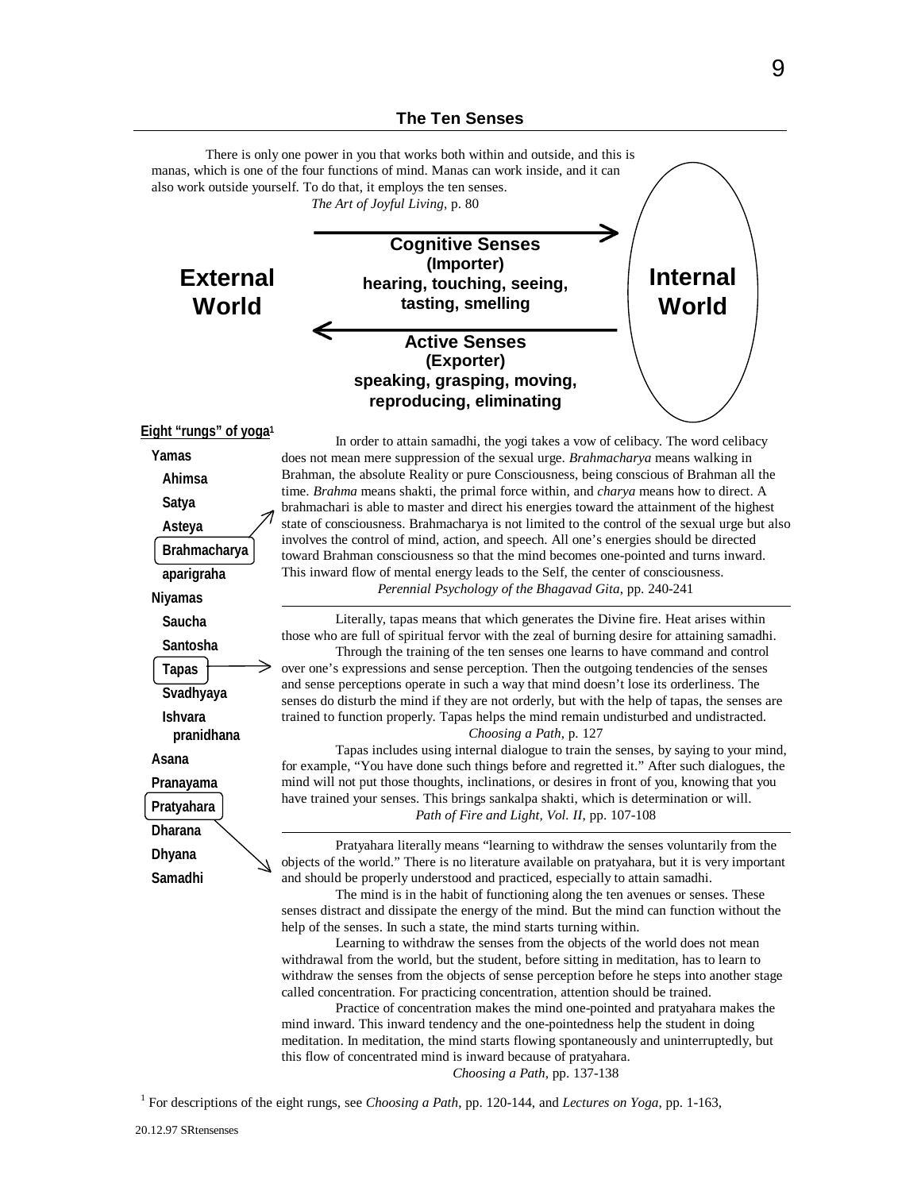## The Ten Senses

There is only one power in you that works both within and outside, and this is manas, which is one of the four functions of mind. Manas can work inside, and it can also work outside yourself. To do that, it employs the ten senses.

*The Art of Joyful Living*, p. 80

**External World** → **Cognitive Senses (Importer)** hearing, touching, seeing, tasting, smelling → **Internal World**

**Internal World** → **Active Senses (Exporter)** speaking, grasping, moving, reproducing, eliminating → **External World**

**Eight "rungs" of yoga**[1]

- Yamas
  - Ahimsa
  - Satya
  - Asteya
  - **Brahmacharya**
  - aparigraha
- Niyamas
  - Saucha
  - Santosha
  - **Tapas**
  - Svadhyaya
  - Ishvara pranidhana
- Asana
- Pranayama
- **Pratyahara**
- Dharana
- Dhyana
- Samadhi

**Brahmacharya:** In order to attain samadhi, the yogi takes a vow of celibacy. The word celibacy does not mean mere suppression of the sexual urge. *Brahmacharya* means walking in Brahman, the absolute Reality or pure Consciousness, being conscious of Brahman all the time. *Brahma* means shakti, the primal force within, and *charya* means how to direct. A brahmachari is able to master and direct his energies toward the attainment of the highest state of consciousness. Brahmacharya is not limited to the control of the sexual urge but also involves the control of mind, action, and speech. All one's energies should be directed toward Brahman consciousness so that the mind becomes one-pointed and turns inward. This inward flow of mental energy leads to the Self, the center of consciousness.

*Perennial Psychology of the Bhagavad Gita*, pp. 240-241

---

**Tapas:** Literally, tapas means that which generates the Divine fire. Heat arises within those who are full of spiritual fervor with the zeal of burning desire for attaining samadhi.

Through the training of the ten senses one learns to have command and control over one's expressions and sense perception. Then the outgoing tendencies of the senses and sense perceptions operate in such a way that mind doesn't lose its orderliness. The senses do disturb the mind if they are not orderly, but with the help of tapas, the senses are trained to function properly. Tapas helps the mind remain undisturbed and undistracted.

*Choosing a Path*, p. 127

Tapas includes using internal dialogue to train the senses, by saying to your mind, for example, "You have done such things before and regretted it." After such dialogues, the mind will not put those thoughts, inclinations, or desires in front of you, knowing that you have trained your senses. This brings sankalpa shakti, which is determination or will.

*Path of Fire and Light, Vol. II*, pp. 107-108

---

**Pratyahara:** Pratyahara literally means "learning to withdraw the senses voluntarily from the objects of the world." There is no literature available on pratyahara, but it is very important and should be properly understood and practiced, especially to attain samadhi.

The mind is in the habit of functioning along the ten avenues or senses. These senses distract and dissipate the energy of the mind. But the mind can function without the help of the senses. In such a state, the mind starts turning within.

Learning to withdraw the senses from the objects of the world does not mean withdrawal from the world, but the student, before sitting in meditation, has to learn to withdraw the senses from the objects of sense perception before he steps into another stage called concentration. For practicing concentration, attention should be trained.

Practice of concentration makes the mind one-pointed and pratyahara makes the mind inward. This inward tendency and the one-pointedness help the student in doing meditation. In meditation, the mind starts flowing spontaneously and uninterruptedly, but this flow of concentrated mind is inward because of pratyahara.

*Choosing a Path*, pp. 137-138

[1] For descriptions of the eight rungs, see *Choosing a Path*, pp. 120-144, and *Lectures on Yoga*, pp. 1-163,

20.12.97 SRtensenses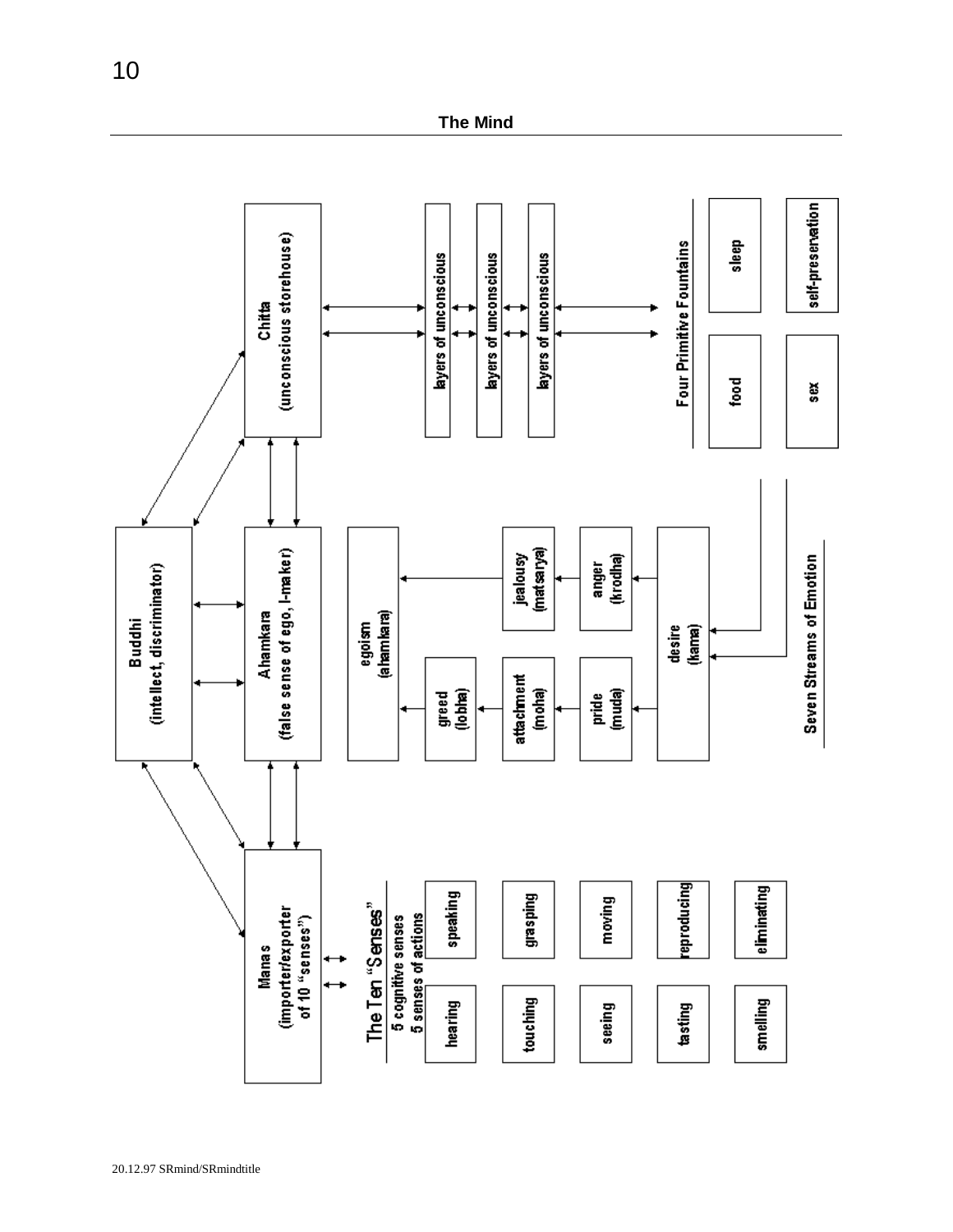## The Mind

**Buddhi** (intellect, discriminator)

**Ahamkara** (false sense of ego, I-maker)

**Chitta** (unconscious storehouse)

**Manas** (importer/exporter of 10 "senses")

layers of unconscious

layers of unconscious

layers of unconscious

**Four Primitive Fountains**

- food
- sleep
- sex
- self-preservation

**Seven Streams of Emotion**

- desire (kama)
- anger (krodha)
- jealousy (matsarya)
- pride (muda)
- attachment (moha)
- greed (lobha)
- egoism (ahamkara)

**The Ten "Senses"**

| 5 cognitive senses | 5 senses of actions |
|---|---|
| hearing | speaking |
| touching | grasping |
| seeing | moving |
| tasting | reproducing |
| smelling | eliminating |

20.12.97 SRmind/SRmindtitle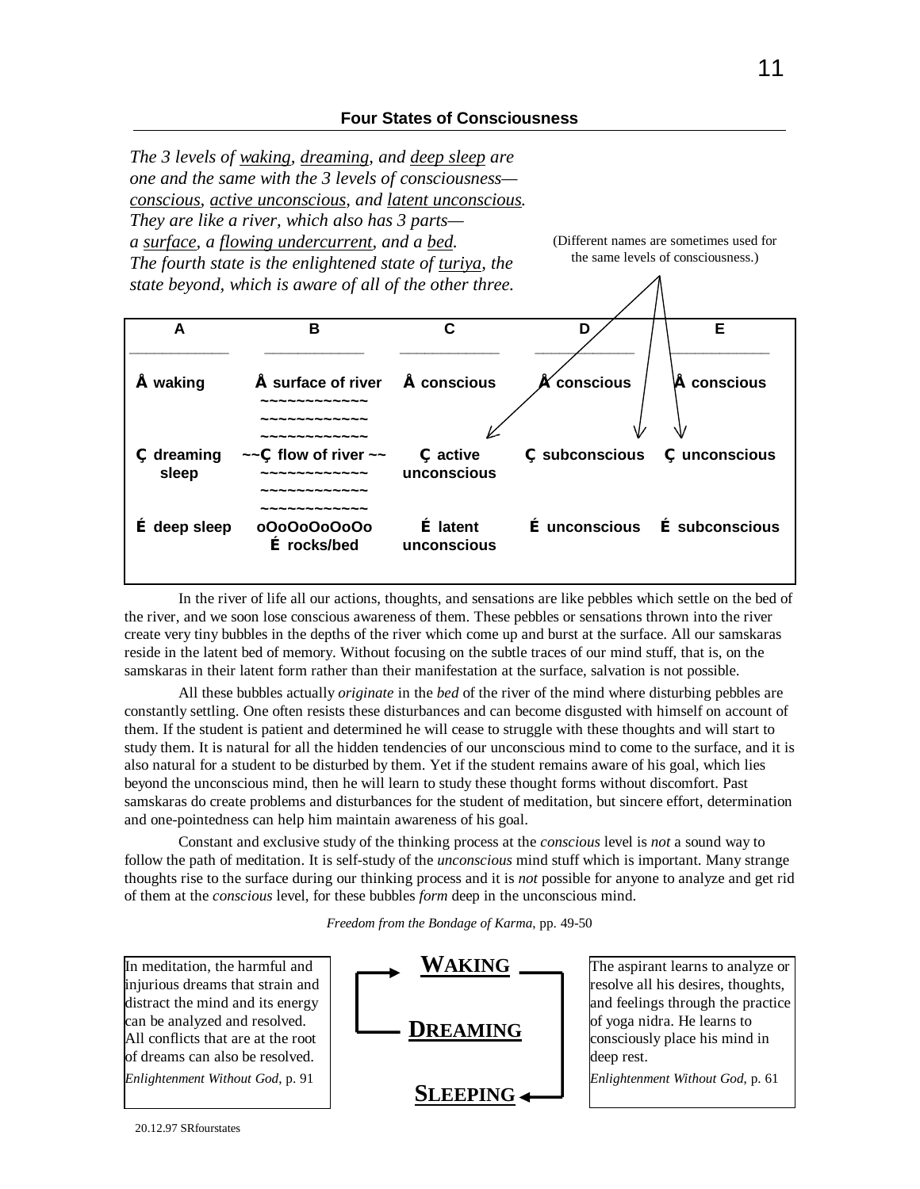## Four States of Consciousness

*The 3 levels of <u>waking</u>, <u>dreaming</u>, and <u>deep sleep</u> are one and the same with the 3 levels of consciousness— <u>conscious</u>, <u>active unconscious</u>, and <u>latent unconscious</u>. They are like a river, which also has 3 parts— a <u>surface</u>, a <u>flowing undercurrent</u>, and a <u>bed</u>. The fourth state is the enlightened state of <u>turiya</u>, the state beyond, which is aware of all of the other three.*

(Different names are sometimes used for the same levels of consciousness.)

| A | B | C | D | E |
|---|---|---|---|---|
| Å waking | Å surface of river ~~~~~~~~~~~~ ~~~~~~~~~~~~ ~~~~~~~~~~~~ | Å conscious | Å conscious | Å conscious |
| Ç dreaming sleep | ~~Ç flow of river ~~ ~~~~~~~~~~~~ ~~~~~~~~~~~~ ~~~~~~~~~~~~ | Ç active unconscious | Ç subconscious | Ç unconscious |
| É deep sleep | oOoOoOoOoOo É rocks/bed | É latent unconscious | É unconscious | É subconscious |

In the river of life all our actions, thoughts, and sensations are like pebbles which settle on the bed of the river, and we soon lose conscious awareness of them. These pebbles or sensations thrown into the river create very tiny bubbles in the depths of the river which come up and burst at the surface. All our samskaras reside in the latent bed of memory. Without focusing on the subtle traces of our mind stuff, that is, on the samskaras in their latent form rather than their manifestation at the surface, salvation is not possible.

All these bubbles actually *originate* in the *bed* of the river of the mind where disturbing pebbles are constantly settling. One often resists these disturbances and can become disgusted with himself on account of them. If the student is patient and determined he will cease to struggle with these thoughts and will start to study them. It is natural for all the hidden tendencies of our unconscious mind to come to the surface, and it is also natural for a student to be disturbed by them. Yet if the student remains aware of his goal, which lies beyond the unconscious mind, then he will learn to study these thought forms without discomfort. Past samskaras do create problems and disturbances for the student of meditation, but sincere effort, determination and one-pointedness can help him maintain awareness of his goal.

Constant and exclusive study of the thinking process at the *conscious* level is *not* a sound way to follow the path of meditation. It is self-study of the *unconscious* mind stuff which is important. Many strange thoughts rise to the surface during our thinking process and it is *not* possible for anyone to analyze and get rid of them at the *conscious* level, for these bubbles *form* deep in the unconscious mind.

*Freedom from the Bondage of Karma*, pp. 49-50

In meditation, the harmful and injurious dreams that strain and distract the mind and its energy can be analyzed and resolved. All conflicts that are at the root of dreams can also be resolved.
*Enlightenment Without God*, p. 91

**WAKING** → **DREAMING** → **SLEEPING**

The aspirant learns to analyze or resolve all his desires, thoughts, and feelings through the practice of yoga nidra. He learns to consciously place his mind in deep rest.
*Enlightenment Without God*, p. 61

20.12.97 SRfourstates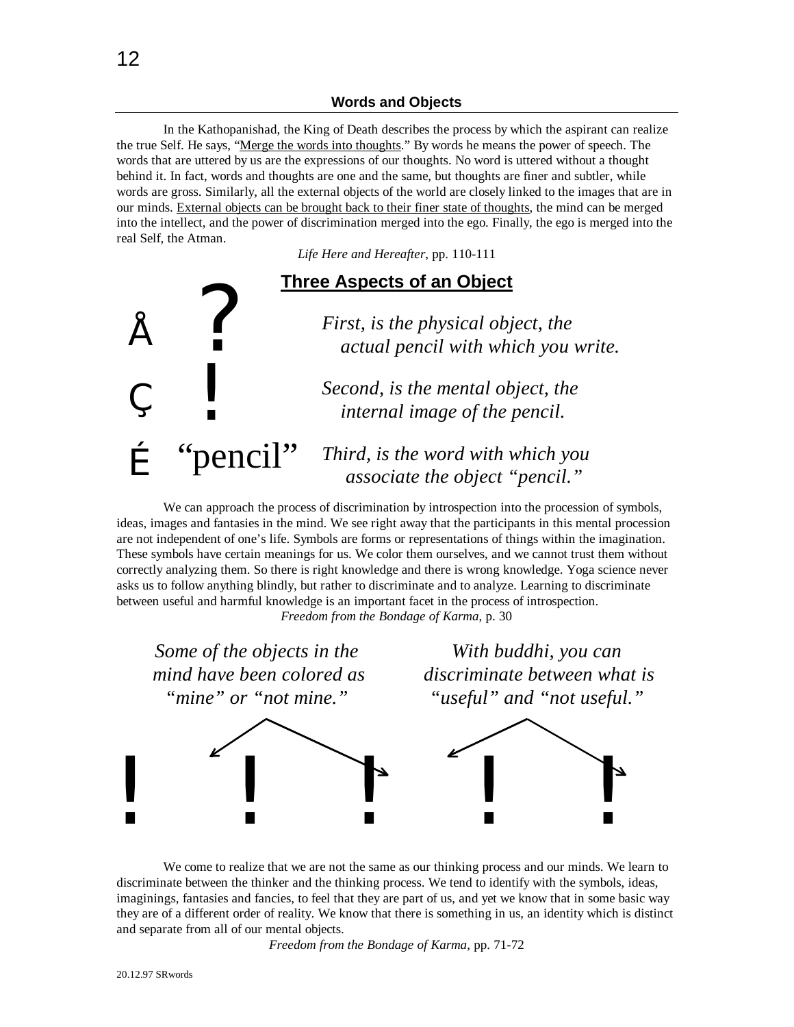### Words and Objects

In the Kathopanishad, the King of Death describes the process by which the aspirant can realize the true Self. He says, "Merge the words into thoughts." By words he means the power of speech. The words that are uttered by us are the expressions of our thoughts. No word is uttered without a thought behind it. In fact, words and thoughts are one and the same, but thoughts are finer and subtler, while words are gross. Similarly, all the external objects of the world are closely linked to the images that are in our minds. External objects can be brought back to their finer state of thoughts, the mind can be merged into the intellect, and the power of discrimination merged into the ego. Finally, the ego is merged into the real Self, the Atman.

*Life Here and Hereafter*, pp. 110-111

## Three Aspects of an Object

Å ?
*First, is the physical object, the actual pencil with which you write.*

Ç !
*Second, is the mental object, the internal image of the pencil.*

É "pencil"
*Third, is the word with which you associate the object "pencil."*

We can approach the process of discrimination by introspection into the procession of symbols, ideas, images and fantasies in the mind. We see right away that the participants in this mental procession are not independent of one's life. Symbols are forms or representations of things within the imagination. These symbols have certain meanings for us. We color them ourselves, and we cannot trust them without correctly analyzing them. So there is right knowledge and there is wrong knowledge. Yoga science never asks us to follow anything blindly, but rather to discriminate and to analyze. Learning to discriminate between useful and harmful knowledge is an important facet in the process of introspection.

*Freedom from the Bondage of Karma*, p. 30

*Some of the objects in the mind have been colored as "mine" or "not mine."*

*With buddhi, you can discriminate between what is "useful" and "not useful."*

! ! ! ! !

We come to realize that we are not the same as our thinking process and our minds. We learn to discriminate between the thinker and the thinking process. We tend to identify with the symbols, ideas, imaginings, fantasies and fancies, to feel that they are part of us, and yet we know that in some basic way they are of a different order of reality. We know that there is something in us, an identity which is distinct and separate from all of our mental objects.

*Freedom from the Bondage of Karma*, pp. 71-72

20.12.97 SRwords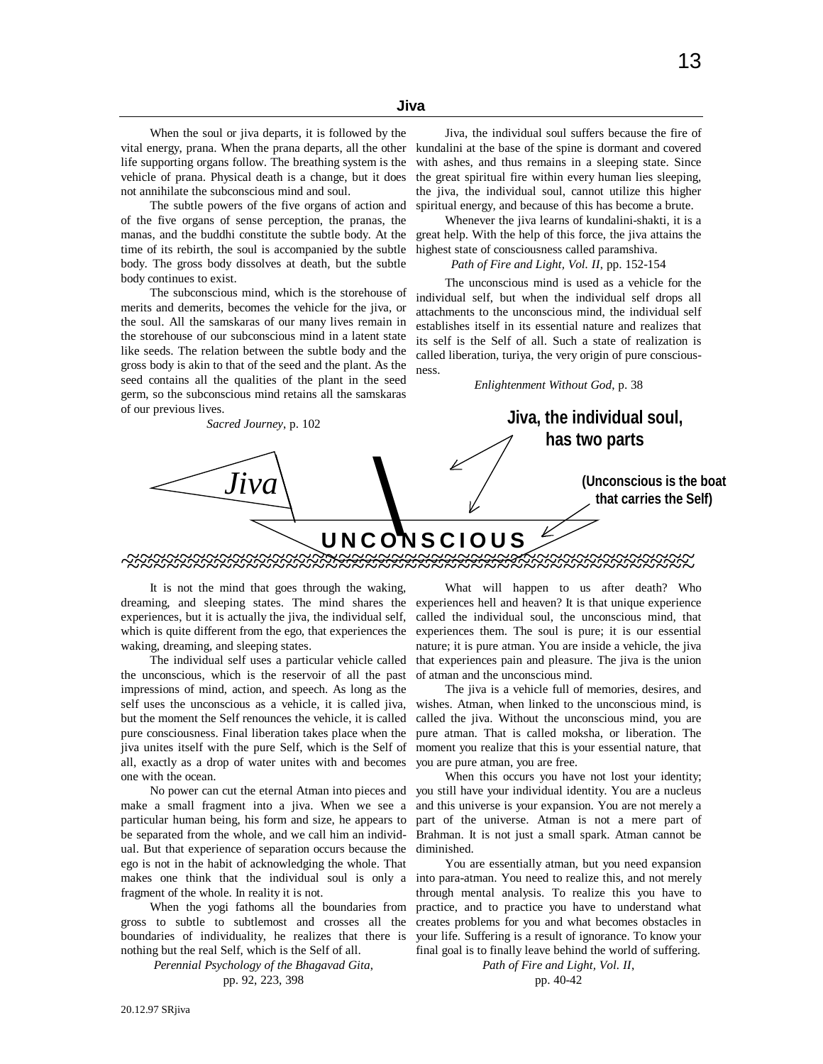## Jiva

When the soul or jiva departs, it is followed by the vital energy, prana. When the prana departs, all the other life supporting organs follow. The breathing system is the vehicle of prana. Physical death is a change, but it does not annihilate the subconscious mind and soul.

The subtle powers of the five organs of action and of the five organs of sense perception, the pranas, the manas, and the buddhi constitute the subtle body. At the time of its rebirth, the soul is accompanied by the subtle body. The gross body dissolves at death, but the subtle body continues to exist.

The subconscious mind, which is the storehouse of merits and demerits, becomes the vehicle for the jiva, or the soul. All the samskaras of our many lives remain in the storehouse of our subconscious mind in a latent state like seeds. The relation between the subtle body and the gross body is akin to that of the seed and the plant. As the seed contains all the qualities of the plant in the seed germ, so the subconscious mind retains all the samskaras of our previous lives.

*Sacred Journey*, p. 102

Jiva, the individual soul suffers because the fire of kundalini at the base of the spine is dormant and covered with ashes, and thus remains in a sleeping state. Since the great spiritual fire within every human lies sleeping, the jiva, the individual soul, cannot utilize this higher spiritual energy, and because of this has become a brute.

Whenever the jiva learns of kundalini-shakti, it is a great help. With the help of this force, the jiva attains the highest state of consciousness called paramshiva.

*Path of Fire and Light, Vol. II*, pp. 152-154

The unconscious mind is used as a vehicle for the individual self, but when the individual self drops all attachments to the unconscious mind, the individual self establishes itself in its essential nature and realizes that its self is the Self of all. Such a state of realization is called liberation, turiya, the very origin of pure consciousness.

*Enlightenment Without God*, p. 38

**Jiva, the individual soul, has two parts**

*Jiva*

**UNCONSCIOUS**

**(Unconscious is the boat that carries the Self)**

It is not the mind that goes through the waking, dreaming, and sleeping states. The mind shares the experiences, but it is actually the jiva, the individual self, which is quite different from the ego, that experiences the waking, dreaming, and sleeping states.

The individual self uses a particular vehicle called the unconscious, which is the reservoir of all the past impressions of mind, action, and speech. As long as the self uses the unconscious as a vehicle, it is called jiva, but the moment the Self renounces the vehicle, it is called pure consciousness. Final liberation takes place when the jiva unites itself with the pure Self, which is the Self of all, exactly as a drop of water unites with and becomes one with the ocean.

No power can cut the eternal Atman into pieces and make a small fragment into a jiva. When we see a particular human being, his form and size, he appears to be separated from the whole, and we call him an individual. But that experience of separation occurs because the ego is not in the habit of acknowledging the whole. That makes one think that the individual soul is only a fragment of the whole. In reality it is not.

When the yogi fathoms all the boundaries from gross to subtle to subtlemost and crosses all the boundaries of individuality, he realizes that there is nothing but the real Self, which is the Self of all.

*Perennial Psychology of the Bhagavad Gita*, pp. 92, 223, 398

What will happen to us after death? Who experiences hell and heaven? It is that unique experience called the individual soul, the unconscious mind, that experiences them. The soul is pure; it is our essential nature; it is pure atman. You are inside a vehicle, the jiva that experiences pain and pleasure. The jiva is the union of atman and the unconscious mind.

The jiva is a vehicle full of memories, desires, and wishes. Atman, when linked to the unconscious mind, is called the jiva. Without the unconscious mind, you are pure atman. That is called moksha, or liberation. The moment you realize that this is your essential nature, that you are pure atman, you are free.

When this occurs you have not lost your identity; you still have your individual identity. You are a nucleus and this universe is your expansion. You are not merely a part of the universe. Atman is not a mere part of Brahman. It is not just a small spark. Atman cannot be diminished.

You are essentially atman, but you need expansion into para-atman. You need to realize this, and not merely through mental analysis. To realize this you have to practice, and to practice you have to understand what creates problems for you and what becomes obstacles in your life. Suffering is a result of ignorance. To know your final goal is to finally leave behind the world of suffering.

*Path of Fire and Light, Vol. II*, pp. 40-42

20.12.97 SRjiva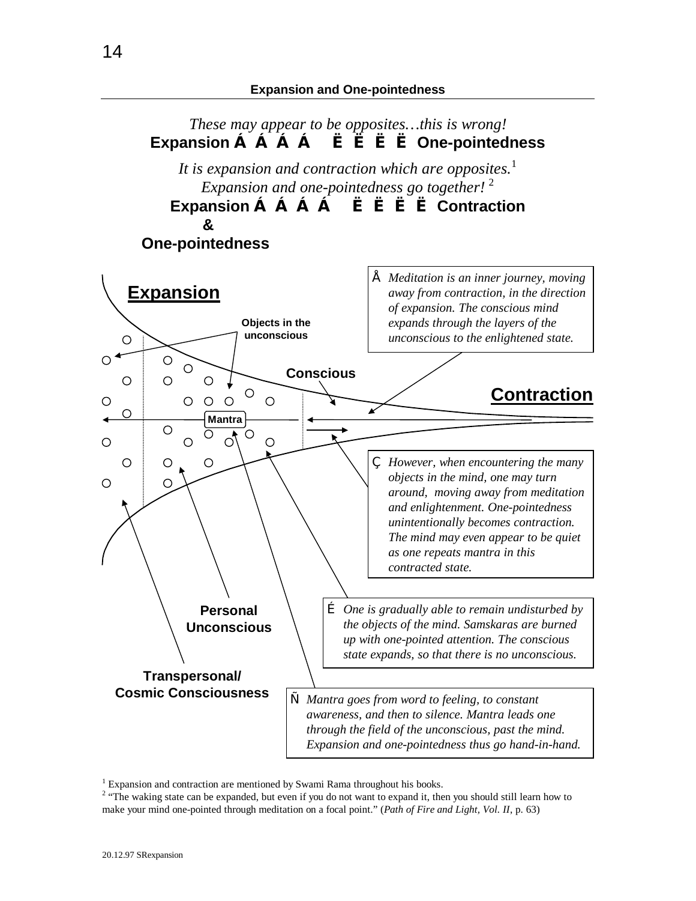## Expansion and One-pointedness

*These may appear to be opposites…this is wrong!*

**Expansion Á Á Á Á   Ë Ë Ë Ë One-pointedness**

*It is expansion and contraction which are opposites.*[1]
*Expansion and one-pointedness go together!*[2]

**Expansion Á Á Á Á   Ë Ë Ë Ë Contraction**
**&**
**One-pointedness**

**Expansion**

**Objects in the unconscious**

**Conscious**

**Contraction**

**Mantra**

**Personal Unconscious**

**Transpersonal/ Cosmic Consciousness**

Å *Meditation is an inner journey, moving away from contraction, in the direction of expansion. The conscious mind expands through the layers of the unconscious to the enlightened state.*

Ç *However, when encountering the many objects in the mind, one may turn around, moving away from meditation and enlightenment. One-pointedness unintentionally becomes contraction. The mind may even appear to be quiet as one repeats mantra in this contracted state.*

É *One is gradually able to remain undisturbed by the objects of the mind. Samskaras are burned up with one-pointed attention. The conscious state expands, so that there is no unconscious.*

Ñ *Mantra goes from word to feeling, to constant awareness, and then to silence. Mantra leads one through the field of the unconscious, past the mind. Expansion and one-pointedness thus go hand-in-hand.*

---

[1] Expansion and contraction are mentioned by Swami Rama throughout his books.

[2] "The waking state can be expanded, but even if you do not want to expand it, then you should still learn how to make your mind one-pointed through meditation on a focal point." (*Path of Fire and Light, Vol. II*, p. 63)

20.12.97 SRexpansion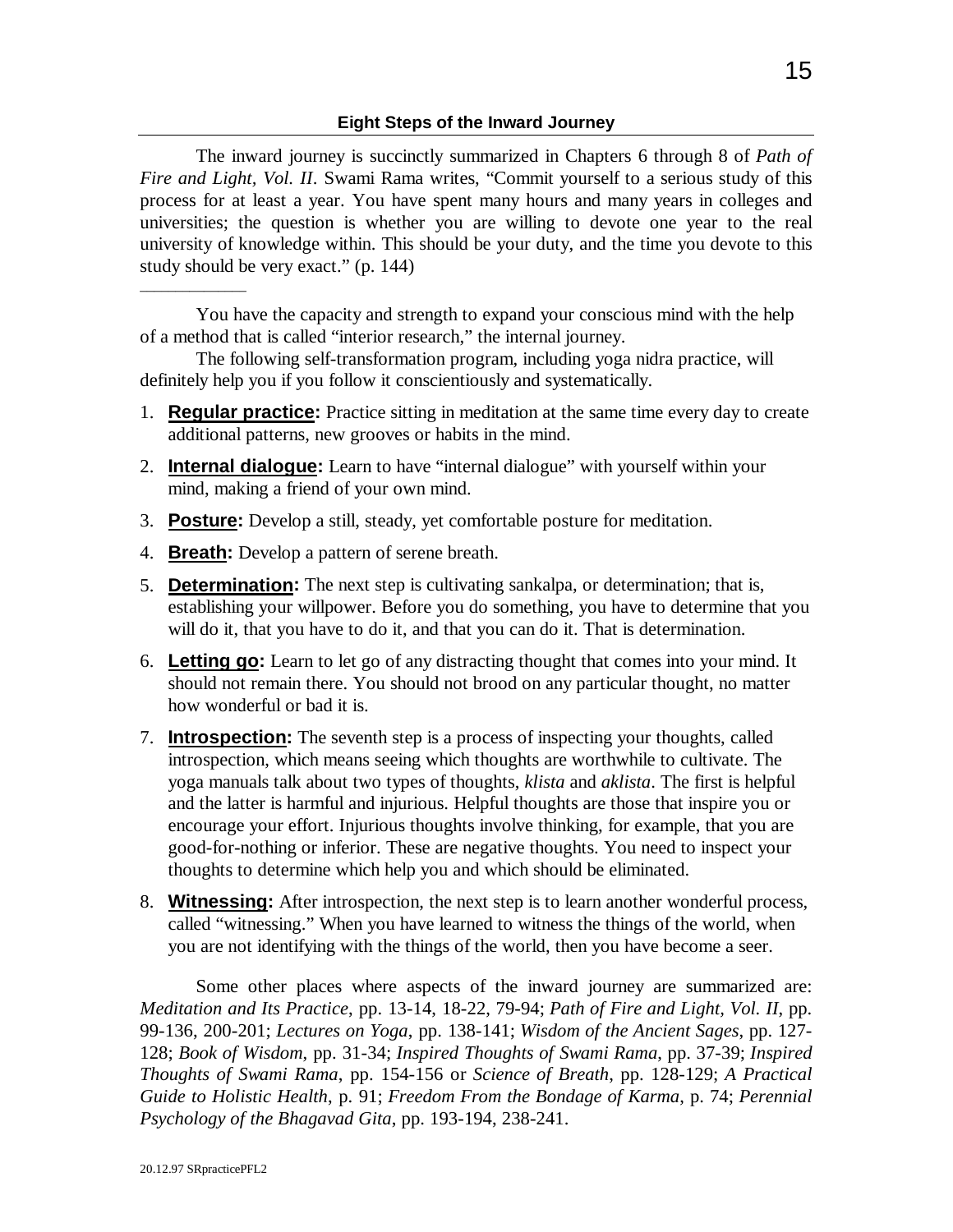### Eight Steps of the Inward Journey

The inward journey is succinctly summarized in Chapters 6 through 8 of *Path of Fire and Light, Vol. II*. Swami Rama writes, "Commit yourself to a serious study of this process for at least a year. You have spent many hours and many years in colleges and universities; the question is whether you are willing to devote one year to the real university of knowledge within. This should be your duty, and the time you devote to this study should be very exact." (p. 144)

---

You have the capacity and strength to expand your conscious mind with the help of a method that is called "interior research," the internal journey.

The following self-transformation program, including yoga nidra practice, will definitely help you if you follow it conscientiously and systematically.

1. **Regular practice:** Practice sitting in meditation at the same time every day to create additional patterns, new grooves or habits in the mind.
2. **Internal dialogue:** Learn to have "internal dialogue" with yourself within your mind, making a friend of your own mind.
3. **Posture:** Develop a still, steady, yet comfortable posture for meditation.
4. **Breath:** Develop a pattern of serene breath.
5. **Determination:** The next step is cultivating sankalpa, or determination; that is, establishing your willpower. Before you do something, you have to determine that you will do it, that you have to do it, and that you can do it. That is determination.
6. **Letting go:** Learn to let go of any distracting thought that comes into your mind. It should not remain there. You should not brood on any particular thought, no matter how wonderful or bad it is.
7. **Introspection:** The seventh step is a process of inspecting your thoughts, called introspection, which means seeing which thoughts are worthwhile to cultivate. The yoga manuals talk about two types of thoughts, *klista* and *aklista*. The first is helpful and the latter is harmful and injurious. Helpful thoughts are those that inspire you or encourage your effort. Injurious thoughts involve thinking, for example, that you are good-for-nothing or inferior. These are negative thoughts. You need to inspect your thoughts to determine which help you and which should be eliminated.
8. **Witnessing:** After introspection, the next step is to learn another wonderful process, called "witnessing." When you have learned to witness the things of the world, when you are not identifying with the things of the world, then you have become a seer.

Some other places where aspects of the inward journey are summarized are: *Meditation and Its Practice*, pp. 13-14, 18-22, 79-94; *Path of Fire and Light, Vol. II*, pp. 99-136, 200-201; *Lectures on Yoga*, pp. 138-141; *Wisdom of the Ancient Sages*, pp. 127-128; *Book of Wisdom*, pp. 31-34; *Inspired Thoughts of Swami Rama*, pp. 37-39; *Inspired Thoughts of Swami Rama*, pp. 154-156 or *Science of Breath*, pp. 128-129; *A Practical Guide to Holistic Health*, p. 91; *Freedom From the Bondage of Karma*, p. 74; *Perennial Psychology of the Bhagavad Gita*, pp. 193-194, 238-241.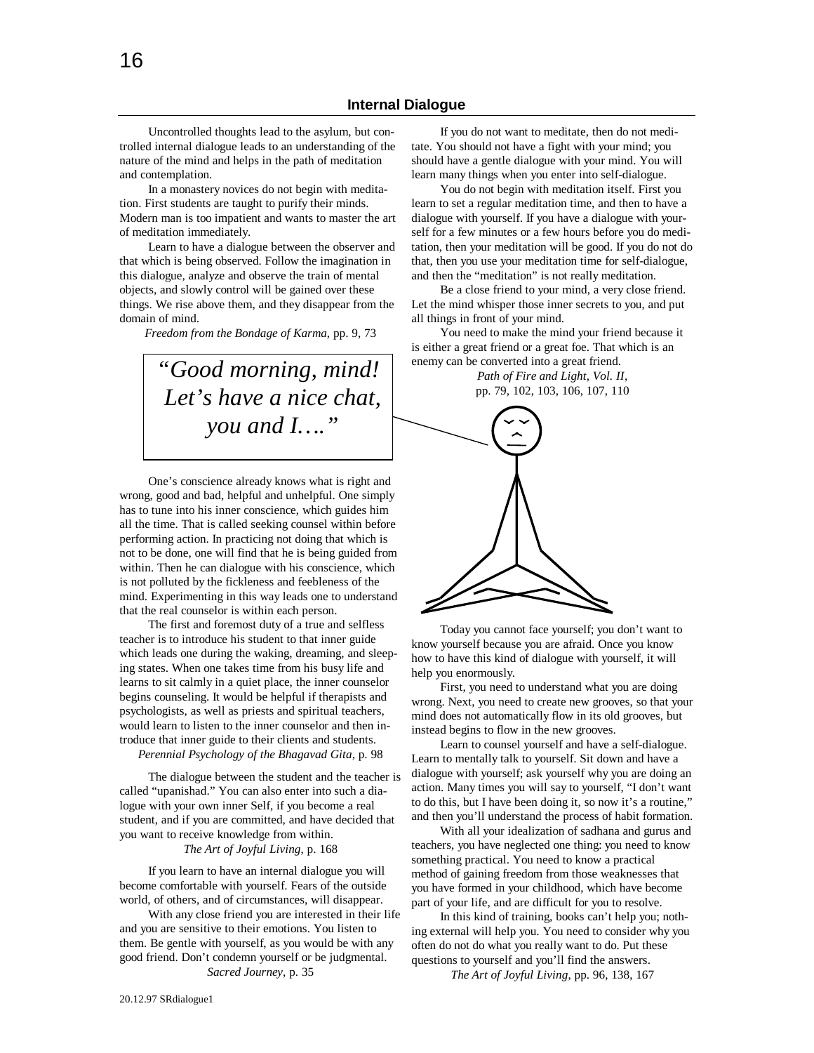## Internal Dialogue

Uncontrolled thoughts lead to the asylum, but controlled internal dialogue leads to an understanding of the nature of the mind and helps in the path of meditation and contemplation.

In a monastery novices do not begin with meditation. First students are taught to purify their minds. Modern man is too impatient and wants to master the art of meditation immediately.

Learn to have a dialogue between the observer and that which is being observed. Follow the imagination in this dialogue, analyze and observe the train of mental objects, and slowly control will be gained over these things. We rise above them, and they disappear from the domain of mind.

*Freedom from the Bondage of Karma*, pp. 9, 73

*"Good morning, mind! Let's have a nice chat, you and I…."*

One's conscience already knows what is right and wrong, good and bad, helpful and unhelpful. One simply has to tune into his inner conscience, which guides him all the time. That is called seeking counsel within before performing action. In practicing not doing that which is not to be done, one will find that he is being guided from within. Then he can dialogue with his conscience, which is not polluted by the fickleness and feebleness of the mind. Experimenting in this way leads one to understand that the real counselor is within each person.

The first and foremost duty of a true and selfless teacher is to introduce his student to that inner guide which leads one during the waking, dreaming, and sleeping states. When one takes time from his busy life and learns to sit calmly in a quiet place, the inner counselor begins counseling. It would be helpful if therapists and psychologists, as well as priests and spiritual teachers, would learn to listen to the inner counselor and then introduce that inner guide to their clients and students.

*Perennial Psychology of the Bhagavad Gita*, p. 98

The dialogue between the student and the teacher is called "upanishad." You can also enter into such a dialogue with your own inner Self, if you become a real student, and if you are committed, and have decided that you want to receive knowledge from within.

*The Art of Joyful Living*, p. 168

If you learn to have an internal dialogue you will become comfortable with yourself. Fears of the outside world, of others, and of circumstances, will disappear.

With any close friend you are interested in their life and you are sensitive to their emotions. You listen to them. Be gentle with yourself, as you would be with any good friend. Don't condemn yourself or be judgmental.

*Sacred Journey*, p. 35

If you do not want to meditate, then do not meditate. You should not have a fight with your mind; you should have a gentle dialogue with your mind. You will learn many things when you enter into self-dialogue.

You do not begin with meditation itself. First you learn to set a regular meditation time, and then to have a dialogue with yourself. If you have a dialogue with yourself for a few minutes or a few hours before you do meditation, then your meditation will be good. If you do not do that, then you use your meditation time for self-dialogue, and then the "meditation" is not really meditation.

Be a close friend to your mind, a very close friend. Let the mind whisper those inner secrets to you, and put all things in front of your mind.

You need to make the mind your friend because it is either a great friend or a great foe. That which is an enemy can be converted into a great friend.

*Path of Fire and Light, Vol. II*, pp. 79, 102, 103, 106, 107, 110

Today you cannot face yourself; you don't want to know yourself because you are afraid. Once you know how to have this kind of dialogue with yourself, it will help you enormously.

First, you need to understand what you are doing wrong. Next, you need to create new grooves, so that your mind does not automatically flow in its old grooves, but instead begins to flow in the new grooves.

Learn to counsel yourself and have a self-dialogue. Learn to mentally talk to yourself. Sit down and have a dialogue with yourself; ask yourself why you are doing an action. Many times you will say to yourself, "I don't want to do this, but I have been doing it, so now it's a routine," and then you'll understand the process of habit formation.

With all your idealization of sadhana and gurus and teachers, you have neglected one thing: you need to know something practical. You need to know a practical method of gaining freedom from those weaknesses that you have formed in your childhood, which have become part of your life, and are difficult for you to resolve.

In this kind of training, books can't help you; nothing external will help you. You need to consider why you often do not do what you really want to do. Put these questions to yourself and you'll find the answers.

*The Art of Joyful Living*, pp. 96, 138, 167

20.12.97 SRdialogue1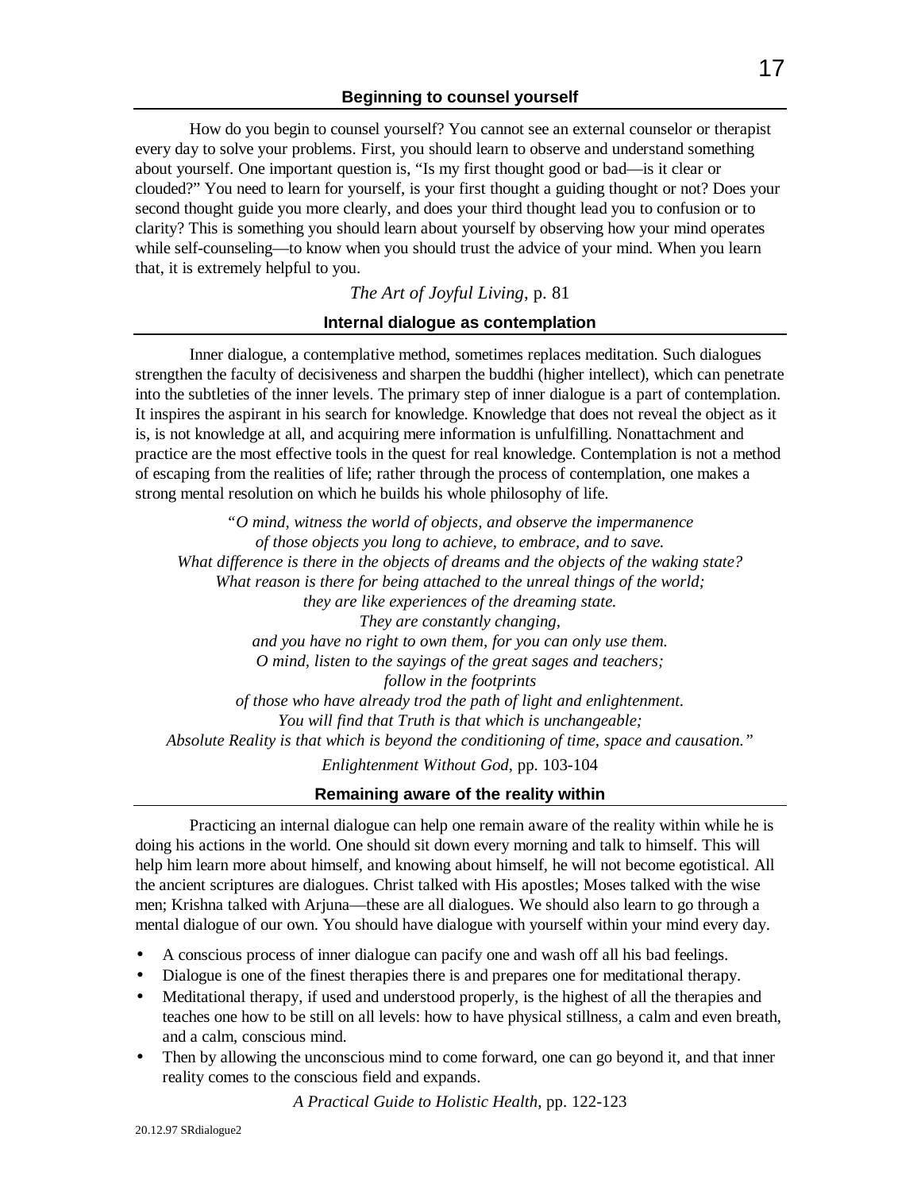## Beginning to counsel yourself

How do you begin to counsel yourself? You cannot see an external counselor or therapist every day to solve your problems. First, you should learn to observe and understand something about yourself. One important question is, "Is my first thought good or bad—is it clear or clouded?" You need to learn for yourself, is your first thought a guiding thought or not? Does your second thought guide you more clearly, and does your third thought lead you to confusion or to clarity? This is something you should learn about yourself by observing how your mind operates while self-counseling—to know when you should trust the advice of your mind. When you learn that, it is extremely helpful to you.

*The Art of Joyful Living*, p. 81

## Internal dialogue as contemplation

Inner dialogue, a contemplative method, sometimes replaces meditation. Such dialogues strengthen the faculty of decisiveness and sharpen the buddhi (higher intellect), which can penetrate into the subtleties of the inner levels. The primary step of inner dialogue is a part of contemplation. It inspires the aspirant in his search for knowledge. Knowledge that does not reveal the object as it is, is not knowledge at all, and acquiring mere information is unfulfilling. Nonattachment and practice are the most effective tools in the quest for real knowledge. Contemplation is not a method of escaping from the realities of life; rather through the process of contemplation, one makes a strong mental resolution on which he builds his whole philosophy of life.

*"O mind, witness the world of objects, and observe the impermanence*
*of those objects you long to achieve, to embrace, and to save.*
*What difference is there in the objects of dreams and the objects of the waking state?*
*What reason is there for being attached to the unreal things of the world;*
*they are like experiences of the dreaming state.*
*They are constantly changing,*
*and you have no right to own them, for you can only use them.*
*O mind, listen to the sayings of the great sages and teachers;*
*follow in the footprints*
*of those who have already trod the path of light and enlightenment.*
*You will find that Truth is that which is unchangeable;*
*Absolute Reality is that which is beyond the conditioning of time, space and causation."*

*Enlightenment Without God*, pp. 103-104

## Remaining aware of the reality within

Practicing an internal dialogue can help one remain aware of the reality within while he is doing his actions in the world. One should sit down every morning and talk to himself. This will help him learn more about himself, and knowing about himself, he will not become egotistical. All the ancient scriptures are dialogues. Christ talked with His apostles; Moses talked with the wise men; Krishna talked with Arjuna—these are all dialogues. We should also learn to go through a mental dialogue of our own. You should have dialogue with yourself within your mind every day.

- A conscious process of inner dialogue can pacify one and wash off all his bad feelings.
- Dialogue is one of the finest therapies there is and prepares one for meditational therapy.
- Meditational therapy, if used and understood properly, is the highest of all the therapies and teaches one how to be still on all levels: how to have physical stillness, a calm and even breath, and a calm, conscious mind.
- Then by allowing the unconscious mind to come forward, one can go beyond it, and that inner reality comes to the conscious field and expands.

*A Practical Guide to Holistic Health*, pp. 122-123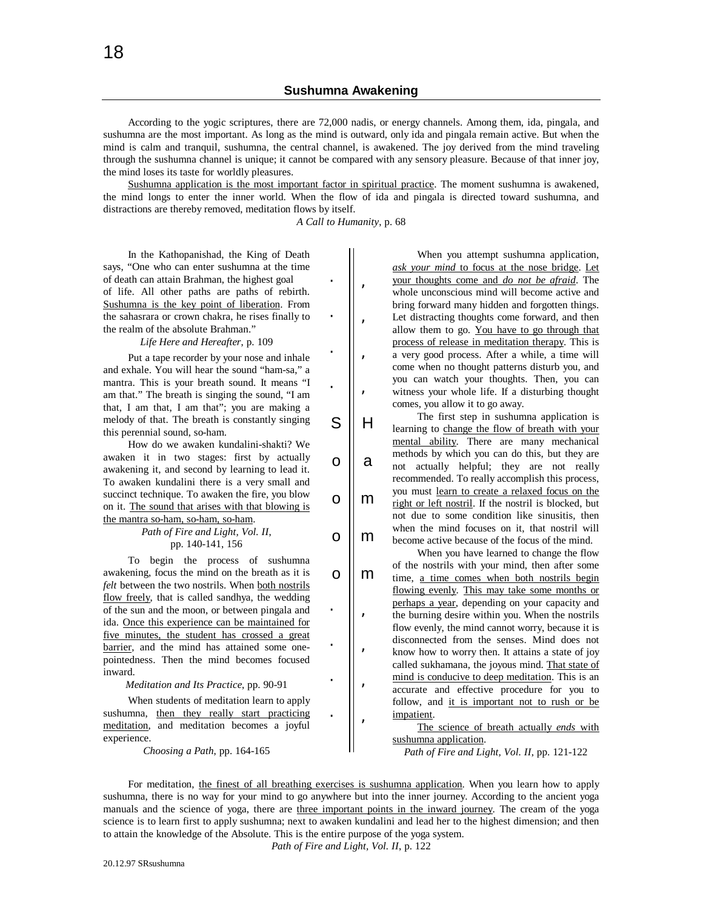## Sushumna Awakening

According to the yogic scriptures, there are 72,000 nadis, or energy channels. Among them, ida, pingala, and sushumna are the most important. As long as the mind is outward, only ida and pingala remain active. But when the mind is calm and tranquil, sushumna, the central channel, is awakened. The joy derived from the mind traveling through the sushumna channel is unique; it cannot be compared with any sensory pleasure. Because of that inner joy, the mind loses its taste for worldly pleasures.

<u>Sushumna application is the most important factor in spiritual practice</u>. The moment sushumna is awakened, the mind longs to enter the inner world. When the flow of ida and pingala is directed toward sushumna, and distractions are thereby removed, meditation flows by itself.

*A Call to Humanity*, p. 68

In the Kathopanishad, the King of Death says, "One who can enter sushumna at the time of death can attain Brahman, the highest goal of life. All other paths are paths of rebirth. <u>Sushumna is the key point of liberation</u>. From the sahasrara or crown chakra, he rises finally to the realm of the absolute Brahman."

*Life Here and Hereafter*, p. 109

Put a tape recorder by your nose and inhale and exhale. You will hear the sound "ham-sa," a mantra. This is your breath sound. It means "I am that." The breath is singing the sound, "I am that, I am that, I am that"; you are making a melody of that. The breath is constantly singing this perennial sound, so-ham.

How do we awaken kundalini-shakti? We awaken it in two stages: first by actually awakening it, and second by learning to lead it. To awaken kundalini there is a very small and succinct technique. To awaken the fire, you blow on it. <u>The sound that arises with that blowing is the mantra so-ham, so-ham, so-ham</u>.

*Path of Fire and Light, Vol. II*, pp. 140-141, 156

To begin the process of sushumna awakening, focus the mind on the breath as it is *felt* between the two nostrils. When <u>both nostrils flow freely</u>, that is called sandhya, the wedding of the sun and the moon, or between pingala and ida. <u>Once this experience can be maintained for five minutes, the student has crossed a great barrier</u>, and the mind has attained some one-pointedness. Then the mind becomes focused inward.

*Meditation and Its Practice*, pp. 90-91

When students of meditation learn to apply sushumna, <u>then they really start practicing meditation</u>, and meditation becomes a joyful experience.

*Choosing a Path*, pp. 164-165

. , . , . , . ,
S H
o a
o m
o m
o m
. , . , . , . ,

When you attempt sushumna application, <u>*ask your mind* to focus at the nose bridge</u>. <u>Let your thoughts come and *do not be afraid*</u>. The whole unconscious mind will become active and bring forward many hidden and forgotten things. Let distracting thoughts come forward, and then allow them to go. <u>You have to go through that process of release in meditation therapy</u>. This is a very good process. After a while, a time will come when no thought patterns disturb you, and you can watch your thoughts. Then, you can witness your whole life. If a disturbing thought comes, you allow it to go away.

The first step in sushumna application is learning to <u>change the flow of breath with your mental ability</u>. There are many mechanical methods by which you can do this, but they are not actually helpful; they are not really recommended. To really accomplish this process, you must <u>learn to create a relaxed focus on the right or left nostril</u>. If the nostril is blocked, but not due to some condition like sinusitis, then when the mind focuses on it, that nostril will become active because of the focus of the mind.

When you have learned to change the flow of the nostrils with your mind, then after some time, <u>a time comes when both nostrils begin flowing evenly</u>. <u>This may take some months or perhaps a year</u>, depending on your capacity and the burning desire within you. When the nostrils flow evenly, the mind cannot worry, because it is disconnected from the senses. Mind does not know how to worry then. It attains a state of joy called sukhamana, the joyous mind. <u>That state of mind is conducive to deep meditation</u>. This is an accurate and effective procedure for you to follow, and <u>it is important not to rush or be impatient</u>.

<u>The science of breath actually *ends* with sushumna application</u>.

*Path of Fire and Light, Vol. II*, pp. 121-122

For meditation, <u>the finest of all breathing exercises is sushumna application</u>. When you learn how to apply sushumna, there is no way for your mind to go anywhere but into the inner journey. According to the ancient yoga manuals and the science of yoga, there are <u>three important points in the inward journey</u>. The cream of the yoga science is to learn first to apply sushumna; next to awaken kundalini and lead her to the highest dimension; and then to attain the knowledge of the Absolute. This is the entire purpose of the yoga system.

*Path of Fire and Light, Vol. II*, p. 122

20.12.97 SRsushumna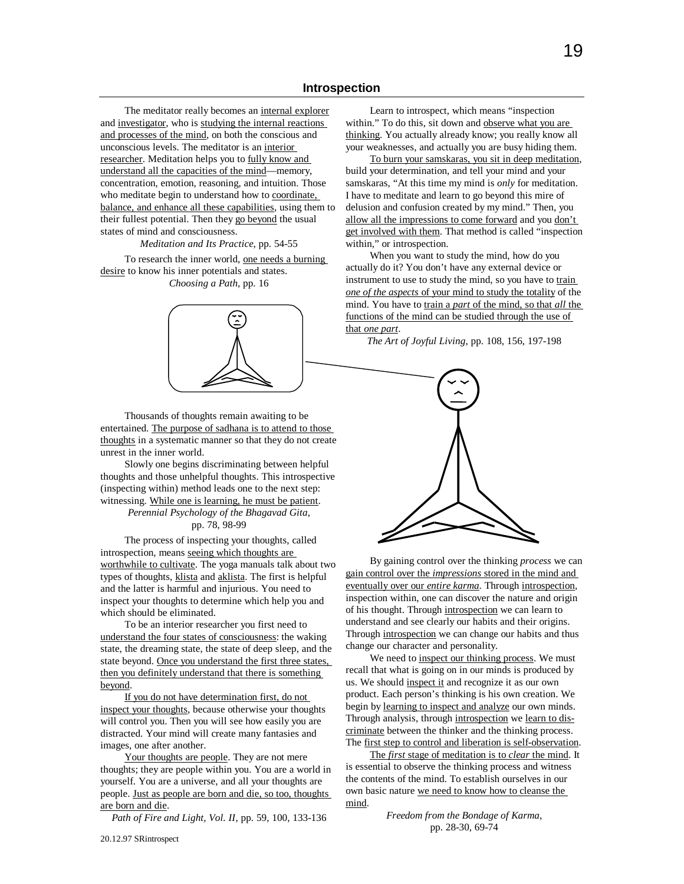## Introspection

The meditator really becomes an internal explorer and investigator, who is studying the internal reactions and processes of the mind, on both the conscious and unconscious levels. The meditator is an interior researcher. Meditation helps you to fully know and understand all the capacities of the mind—memory, concentration, emotion, reasoning, and intuition. Those who meditate begin to understand how to coordinate, balance, and enhance all these capabilities, using them to their fullest potential. Then they go beyond the usual states of mind and consciousness.

*Meditation and Its Practice*, pp. 54-55

To research the inner world, one needs a burning desire to know his inner potentials and states.

*Choosing a Path*, pp. 16

Learn to introspect, which means "inspection within." To do this, sit down and observe what you are thinking. You actually already know; you really know all your weaknesses, and actually you are busy hiding them.

To burn your samskaras, you sit in deep meditation, build your determination, and tell your mind and your samskaras, "At this time my mind is *only* for meditation. I have to meditate and learn to go beyond this mire of delusion and confusion created by my mind." Then, you allow all the impressions to come forward and you don't get involved with them. That method is called "inspection within," or introspection.

When you want to study the mind, how do you actually do it? You don't have any external device or instrument to use to study the mind, so you have to train *one of the aspects* of your mind to study the totality of the mind. You have to train a *part* of the mind, so that *all* the functions of the mind can be studied through the use of that *one part*.

*The Art of Joyful Living*, pp. 108, 156, 197-198

Thousands of thoughts remain awaiting to be entertained. The purpose of sadhana is to attend to those thoughts in a systematic manner so that they do not create unrest in the inner world.

Slowly one begins discriminating between helpful thoughts and those unhelpful thoughts. This introspective (inspecting within) method leads one to the next step: witnessing. While one is learning, he must be patient.

*Perennial Psychology of the Bhagavad Gita*, pp. 78, 98-99

The process of inspecting your thoughts, called introspection, means seeing which thoughts are worthwhile to cultivate. The yoga manuals talk about two types of thoughts, klista and aklista. The first is helpful and the latter is harmful and injurious. You need to inspect your thoughts to determine which help you and which should be eliminated.

To be an interior researcher you first need to understand the four states of consciousness: the waking state, the dreaming state, the state of deep sleep, and the state beyond. Once you understand the first three states, then you definitely understand that there is something beyond.

If you do not have determination first, do not inspect your thoughts, because otherwise your thoughts will control you. Then you will see how easily you are distracted. Your mind will create many fantasies and images, one after another.

Your thoughts are people. They are not mere thoughts; they are people within you. You are a world in yourself. You are a universe, and all your thoughts are people. Just as people are born and die, so too, thoughts are born and die.

*Path of Fire and Light, Vol. II*, pp. 59, 100, 133-136

By gaining control over the thinking *process* we can gain control over the *impressions* stored in the mind and eventually over our *entire karma*. Through introspection, inspection within, one can discover the nature and origin of his thought. Through introspection we can learn to understand and see clearly our habits and their origins. Through introspection we can change our habits and thus change our character and personality.

We need to inspect our thinking process. We must recall that what is going on in our minds is produced by us. We should inspect it and recognize it as our own product. Each person's thinking is his own creation. We begin by learning to inspect and analyze our own minds. Through analysis, through introspection we learn to discriminate between the thinker and the thinking process. The first step to control and liberation is self-observation.

The *first* stage of meditation is to *clear* the mind. It is essential to observe the thinking process and witness the contents of the mind. To establish ourselves in our own basic nature we need to know how to cleanse the mind.

*Freedom from the Bondage of Karma*, pp. 28-30, 69-74

20.12.97 SRintrospect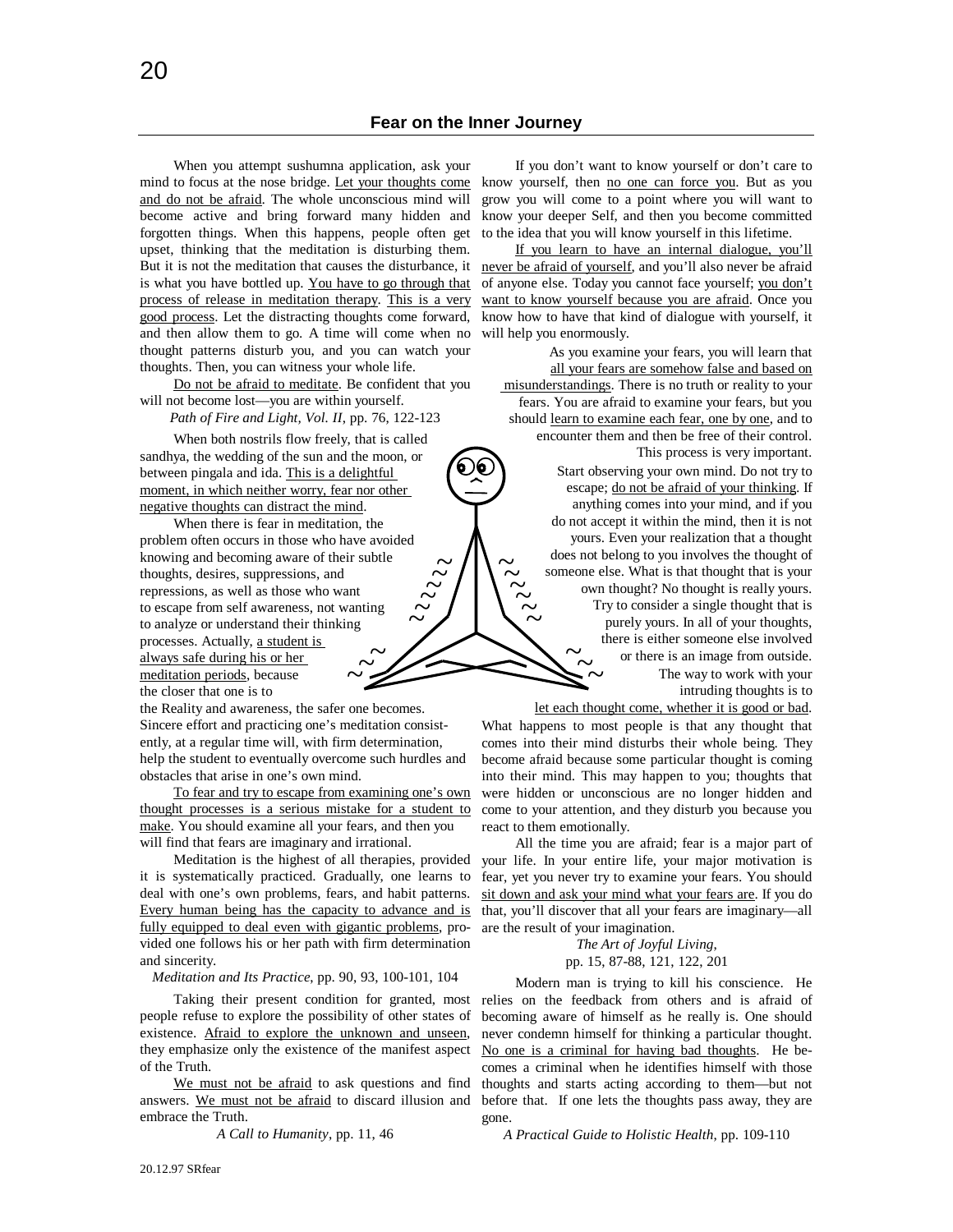## Fear on the Inner Journey

When you attempt sushumna application, ask your mind to focus at the nose bridge. Let your thoughts come and do not be afraid. The whole unconscious mind will become active and bring forward many hidden and forgotten things. When this happens, people often get upset, thinking that the meditation is disturbing them. But it is not the meditation that causes the disturbance, it is what you have bottled up. You have to go through that process of release in meditation therapy. This is a very good process. Let the distracting thoughts come forward, and then allow them to go. A time will come when no thought patterns disturb you, and you can watch your thoughts. Then, you can witness your whole life.

Do not be afraid to meditate. Be confident that you will not become lost—you are within yourself.

*Path of Fire and Light, Vol. II*, pp. 76, 122-123

When both nostrils flow freely, that is called sandhya, the wedding of the sun and the moon, or between pingala and ida. This is a delightful moment, in which neither worry, fear nor other negative thoughts can distract the mind.

When there is fear in meditation, the problem often occurs in those who have avoided knowing and becoming aware of their subtle thoughts, desires, suppressions, and repressions, as well as those who want to escape from self awareness, not wanting to analyze or understand their thinking processes. Actually, a student is always safe during his or her meditation periods, because the closer that one is to the Reality and awareness, the safer one becomes. Sincere effort and practicing one's meditation consistently, at a regular time will, with firm determination, help the student to eventually overcome such hurdles and obstacles that arise in one's own mind.

To fear and try to escape from examining one's own thought processes is a serious mistake for a student to make. You should examine all your fears, and then you will find that fears are imaginary and irrational.

Meditation is the highest of all therapies, provided it is systematically practiced. Gradually, one learns to deal with one's own problems, fears, and habit patterns. Every human being has the capacity to advance and is fully equipped to deal even with gigantic problems, provided one follows his or her path with firm determination and sincerity.

*Meditation and Its Practice*, pp. 90, 93, 100-101, 104

Taking their present condition for granted, most people refuse to explore the possibility of other states of existence. Afraid to explore the unknown and unseen, they emphasize only the existence of the manifest aspect of the Truth.

We must not be afraid to ask questions and find answers. We must not be afraid to discard illusion and embrace the Truth.

*A Call to Humanity*, pp. 11, 46

If you don't want to know yourself or don't care to know yourself, then no one can force you. But as you grow you will come to a point where you will want to know your deeper Self, and then you become committed to the idea that you will know yourself in this lifetime.

If you learn to have an internal dialogue, you'll never be afraid of yourself, and you'll also never be afraid of anyone else. Today you cannot face yourself; you don't want to know yourself because you are afraid. Once you know how to have that kind of dialogue with yourself, it will help you enormously.

As you examine your fears, you will learn that all your fears are somehow false and based on misunderstandings. There is no truth or reality to your fears. You are afraid to examine your fears, but you should learn to examine each fear, one by one, and to encounter them and then be free of their control. This process is very important.

Start observing your own mind. Do not try to escape; do not be afraid of your thinking. If anything comes into your mind, and if you do not accept it within the mind, then it is not yours. Even your realization that a thought does not belong to you involves the thought of someone else. What is that thought that is your own thought? No thought is really yours. Try to consider a single thought that is purely yours. In all of your thoughts, there is either someone else involved or there is an image from outside. The way to work with your intruding thoughts is to let each thought come, whether it is good or bad. What happens to most people is that any thought that comes into their mind disturbs their whole being. They become afraid because some particular thought is coming into their mind. This may happen to you; thoughts that were hidden or unconscious are no longer hidden and come to your attention, and they disturb you because you react to them emotionally.

All the time you are afraid; fear is a major part of your life. In your entire life, your major motivation is fear, yet you never try to examine your fears. You should sit down and ask your mind what your fears are. If you do that, you'll discover that all your fears are imaginary—all are the result of your imagination.

*The Art of Joyful Living*, pp. 15, 87-88, 121, 122, 201

Modern man is trying to kill his conscience. He relies on the feedback from others and is afraid of becoming aware of himself as he really is. One should never condemn himself for thinking a particular thought. No one is a criminal for having bad thoughts. He becomes a criminal when he identifies himself with those thoughts and starts acting according to them—but not before that. If one lets the thoughts pass away, they are gone.

*A Practical Guide to Holistic Health*, pp. 109-110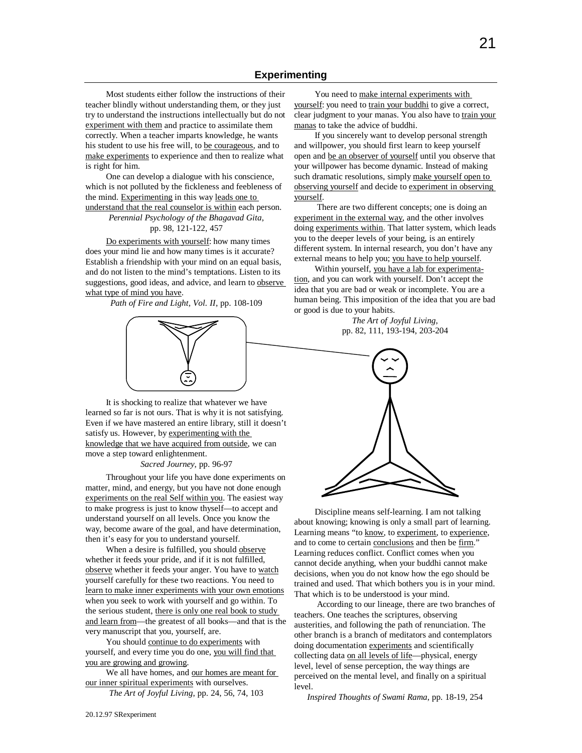## Experimenting

Most students either follow the instructions of their teacher blindly without understanding them, or they just try to understand the instructions intellectually but do not experiment with them and practice to assimilate them correctly. When a teacher imparts knowledge, he wants his student to use his free will, to be courageous, and to make experiments to experience and then to realize what is right for him.

One can develop a dialogue with his conscience, which is not polluted by the fickleness and feebleness of the mind. Experimenting in this way leads one to understand that the real counselor is within each person.

*Perennial Psychology of the Bhagavad Gita*, pp. 98, 121-122, 457

Do experiments with yourself: how many times does your mind lie and how many times is it accurate? Establish a friendship with your mind on an equal basis, and do not listen to the mind's temptations. Listen to its suggestions, good ideas, and advice, and learn to observe what type of mind you have.

*Path of Fire and Light, Vol. II*, pp. 108-109

It is shocking to realize that whatever we have learned so far is not ours. That is why it is not satisfying. Even if we have mastered an entire library, still it doesn't satisfy us. However, by experimenting with the knowledge that we have acquired from outside, we can move a step toward enlightenment.

*Sacred Journey*, pp. 96-97

Throughout your life you have done experiments on matter, mind, and energy, but you have not done enough experiments on the real Self within you. The easiest way to make progress is just to know thyself—to accept and understand yourself on all levels. Once you know the way, become aware of the goal, and have determination, then it's easy for you to understand yourself.

When a desire is fulfilled, you should observe whether it feeds your pride, and if it is not fulfilled, observe whether it feeds your anger. You have to watch yourself carefully for these two reactions. You need to learn to make inner experiments with your own emotions when you seek to work with yourself and go within. To the serious student, there is only one real book to study and learn from—the greatest of all books—and that is the very manuscript that you, yourself, are.

You should continue to do experiments with yourself, and every time you do one, you will find that you are growing and growing.

We all have homes, and our homes are meant for our inner spiritual experiments with ourselves.

*The Art of Joyful Living*, pp. 24, 56, 74, 103

You need to make internal experiments with yourself: you need to train your buddhi to give a correct, clear judgment to your manas. You also have to train your manas to take the advice of buddhi.

If you sincerely want to develop personal strength and willpower, you should first learn to keep yourself open and be an observer of yourself until you observe that your willpower has become dynamic. Instead of making such dramatic resolutions, simply make yourself open to observing yourself and decide to experiment in observing yourself.

There are two different concepts; one is doing an experiment in the external way, and the other involves doing experiments within. That latter system, which leads you to the deeper levels of your being, is an entirely different system. In internal research, you don't have any external means to help you; you have to help yourself.

Within yourself, you have a lab for experimentation, and you can work with yourself. Don't accept the idea that you are bad or weak or incomplete. You are a human being. This imposition of the idea that you are bad or good is due to your habits.

*The Art of Joyful Living*, pp. 82, 111, 193-194, 203-204

Discipline means self-learning. I am not talking about knowing; knowing is only a small part of learning. Learning means "to know, to experiment, to experience, and to come to certain conclusions and then be firm." Learning reduces conflict. Conflict comes when you cannot decide anything, when your buddhi cannot make decisions, when you do not know how the ego should be trained and used. That which bothers you is in your mind. That which is to be understood is your mind.

According to our lineage, there are two branches of teachers. One teaches the scriptures, observing austerities, and following the path of renunciation. The other branch is a branch of meditators and contemplators doing documentation experiments and scientifically collecting data on all levels of life—physical, energy level, level of sense perception, the way things are perceived on the mental level, and finally on a spiritual level.

*Inspired Thoughts of Swami Rama*, pp. 18-19, 254

20.12.97 SRexperiment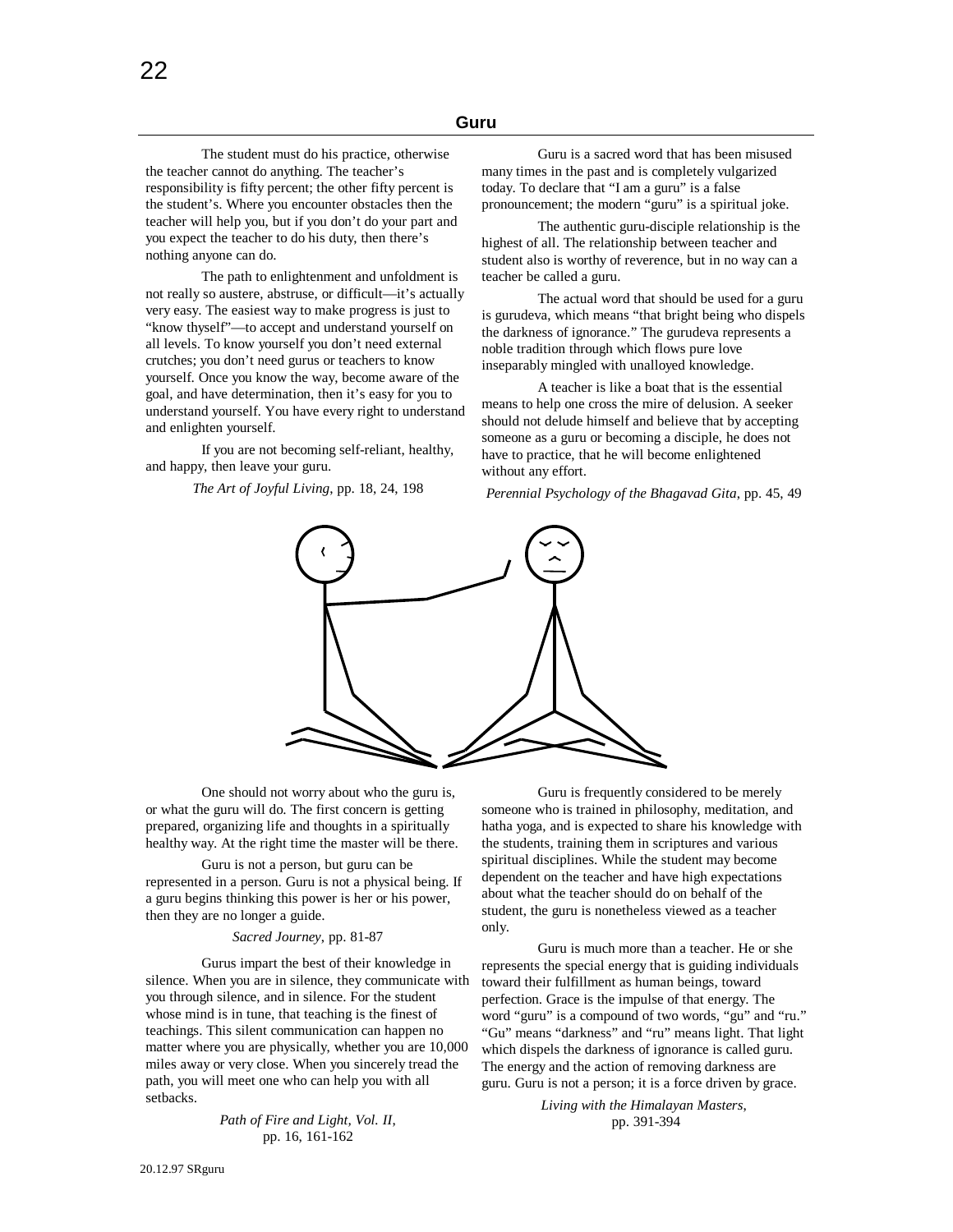## Guru

The student must do his practice, otherwise the teacher cannot do anything. The teacher's responsibility is fifty percent; the other fifty percent is the student's. Where you encounter obstacles then the teacher will help you, but if you don't do your part and you expect the teacher to do his duty, then there's nothing anyone can do.

The path to enlightenment and unfoldment is not really so austere, abstruse, or difficult—it's actually very easy. The easiest way to make progress is just to "know thyself"—to accept and understand yourself on all levels. To know yourself you don't need external crutches; you don't need gurus or teachers to know yourself. Once you know the way, become aware of the goal, and have determination, then it's easy for you to understand yourself. You have every right to understand and enlighten yourself.

If you are not becoming self-reliant, healthy, and happy, then leave your guru.

*The Art of Joyful Living*, pp. 18, 24, 198

Guru is a sacred word that has been misused many times in the past and is completely vulgarized today. To declare that "I am a guru" is a false pronouncement; the modern "guru" is a spiritual joke.

The authentic guru-disciple relationship is the highest of all. The relationship between teacher and student also is worthy of reverence, but in no way can a teacher be called a guru.

The actual word that should be used for a guru is gurudeva, which means "that bright being who dispels the darkness of ignorance." The gurudeva represents a noble tradition through which flows pure love inseparably mingled with unalloyed knowledge.

A teacher is like a boat that is the essential means to help one cross the mire of delusion. A seeker should not delude himself and believe that by accepting someone as a guru or becoming a disciple, he does not have to practice, that he will become enlightened without any effort.

*Perennial Psychology of the Bhagavad Gita*, pp. 45, 49

One should not worry about who the guru is, or what the guru will do. The first concern is getting prepared, organizing life and thoughts in a spiritually healthy way. At the right time the master will be there.

Guru is not a person, but guru can be represented in a person. Guru is not a physical being. If a guru begins thinking this power is her or his power, then they are no longer a guide.

*Sacred Journey*, pp. 81-87

Gurus impart the best of their knowledge in silence. When you are in silence, they communicate with you through silence, and in silence. For the student whose mind is in tune, that teaching is the finest of teachings. This silent communication can happen no matter where you are physically, whether you are 10,000 miles away or very close. When you sincerely tread the path, you will meet one who can help you with all setbacks.

*Path of Fire and Light, Vol. II*, pp. 16, 161-162

Guru is frequently considered to be merely someone who is trained in philosophy, meditation, and hatha yoga, and is expected to share his knowledge with the students, training them in scriptures and various spiritual disciplines. While the student may become dependent on the teacher and have high expectations about what the teacher should do on behalf of the student, the guru is nonetheless viewed as a teacher only.

Guru is much more than a teacher. He or she represents the special energy that is guiding individuals toward their fulfillment as human beings, toward perfection. Grace is the impulse of that energy. The word "guru" is a compound of two words, "gu" and "ru." "Gu" means "darkness" and "ru" means light. That light which dispels the darkness of ignorance is called guru. The energy and the action of removing darkness are guru. Guru is not a person; it is a force driven by grace.

*Living with the Himalayan Masters*, pp. 391-394

20.12.97 SRguru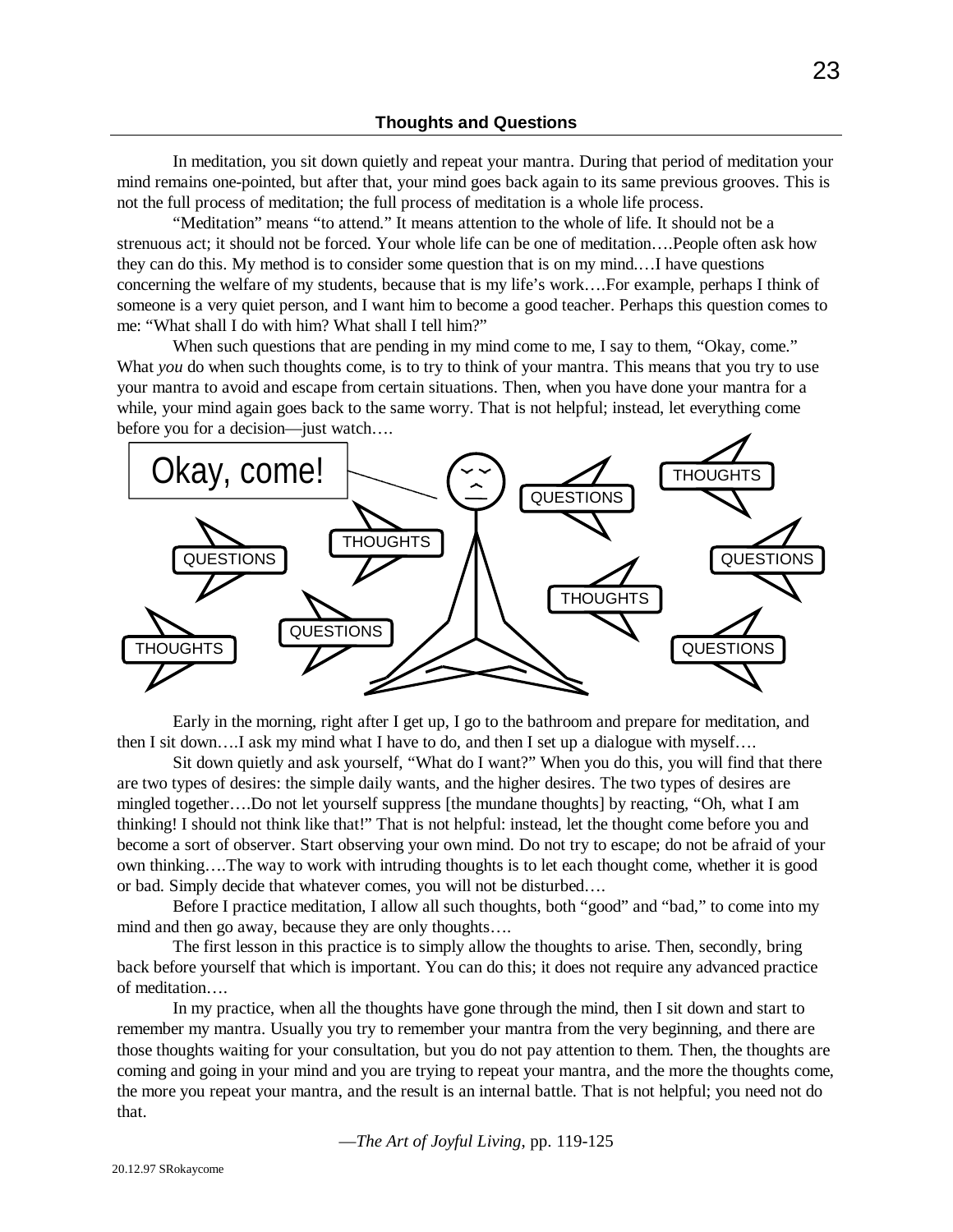## Thoughts and Questions

In meditation, you sit down quietly and repeat your mantra. During that period of meditation your mind remains one-pointed, but after that, your mind goes back again to its same previous grooves. This is not the full process of meditation; the full process of meditation is a whole life process.

"Meditation" means "to attend." It means attention to the whole of life. It should not be a strenuous act; it should not be forced. Your whole life can be one of meditation….People often ask how they can do this. My method is to consider some question that is on my mind.…I have questions concerning the welfare of my students, because that is my life's work….For example, perhaps I think of someone is a very quiet person, and I want him to become a good teacher. Perhaps this question comes to me: "What shall I do with him? What shall I tell him?"

When such questions that are pending in my mind come to me, I say to them, "Okay, come." What *you* do when such thoughts come, is to try to think of your mantra. This means that you try to use your mantra to avoid and escape from certain situations. Then, when you have done your mantra for a while, your mind again goes back to the same worry. That is not helpful; instead, let everything come before you for a decision—just watch….

Okay, come!

QUESTIONS THOUGHTS QUESTIONS THOUGHTS QUESTIONS THOUGHTS QUESTIONS THOUGHTS QUESTIONS

Early in the morning, right after I get up, I go to the bathroom and prepare for meditation, and then I sit down….I ask my mind what I have to do, and then I set up a dialogue with myself….

Sit down quietly and ask yourself, "What do I want?" When you do this, you will find that there are two types of desires: the simple daily wants, and the higher desires. The two types of desires are mingled together….Do not let yourself suppress [the mundane thoughts] by reacting, "Oh, what I am thinking! I should not think like that!" That is not helpful: instead, let the thought come before you and become a sort of observer. Start observing your own mind. Do not try to escape; do not be afraid of your own thinking….The way to work with intruding thoughts is to let each thought come, whether it is good or bad. Simply decide that whatever comes, you will not be disturbed….

Before I practice meditation, I allow all such thoughts, both "good" and "bad," to come into my mind and then go away, because they are only thoughts….

The first lesson in this practice is to simply allow the thoughts to arise. Then, secondly, bring back before yourself that which is important. You can do this; it does not require any advanced practice of meditation….

In my practice, when all the thoughts have gone through the mind, then I sit down and start to remember my mantra. Usually you try to remember your mantra from the very beginning, and there are those thoughts waiting for your consultation, but you do not pay attention to them. Then, the thoughts are coming and going in your mind and you are trying to repeat your mantra, and the more the thoughts come, the more you repeat your mantra, and the result is an internal battle. That is not helpful; you need not do that.

—*The Art of Joyful Living*, pp. 119-125

20.12.97 SRokaycome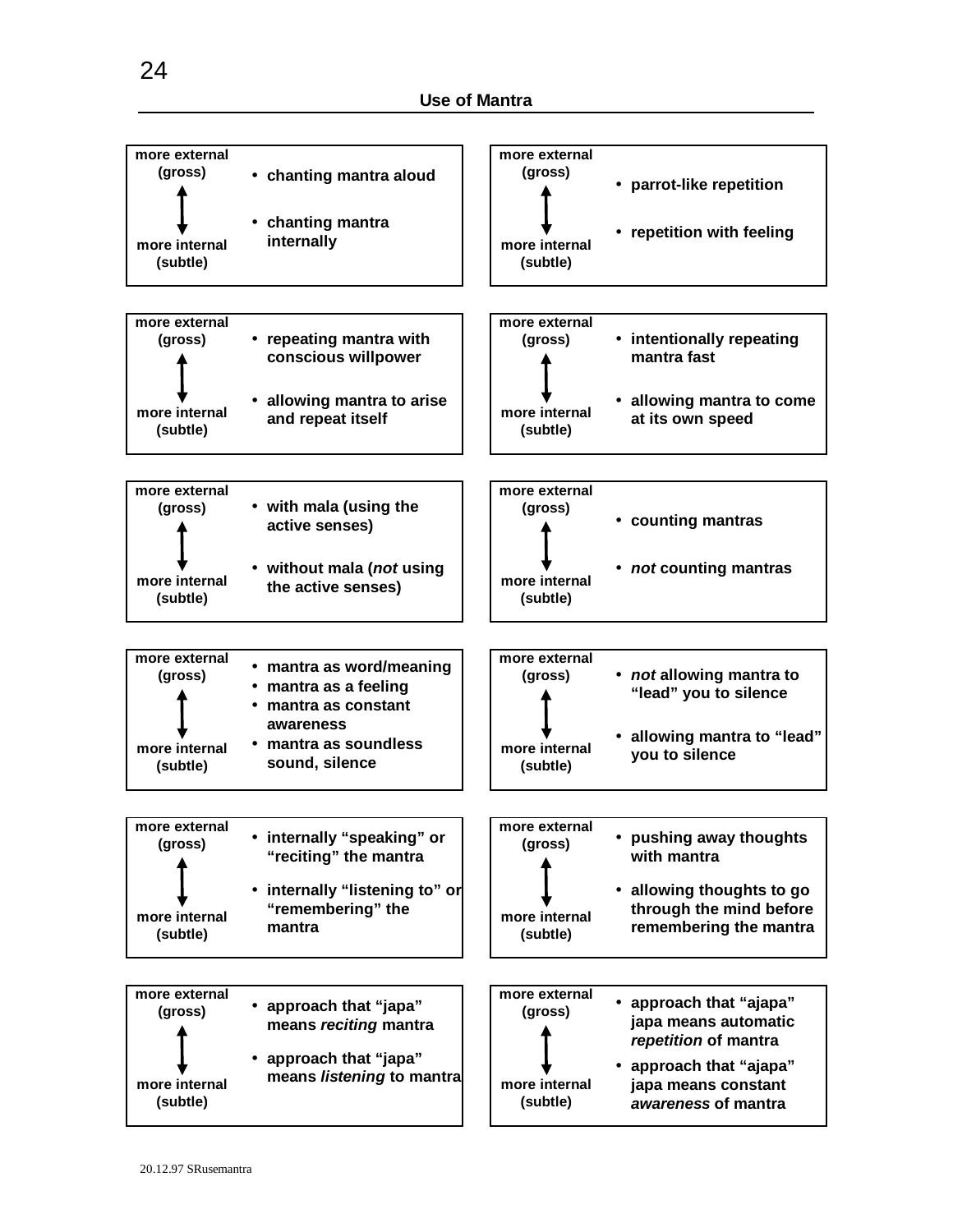## Use of Mantra

| more external (gross) ↕ more internal (subtle) | |
|---|---|
| more external (gross) | • chanting mantra aloud |
| more internal (subtle) | • chanting mantra internally |

| more external (gross) ↕ more internal (subtle) | |
|---|---|
| more external (gross) | • parrot-like repetition |
| more internal (subtle) | • repetition with feeling |

| more external (gross) ↕ more internal (subtle) | |
|---|---|
| more external (gross) | • repeating mantra with conscious willpower |
| more internal (subtle) | • allowing mantra to arise and repeat itself |

| more external (gross) ↕ more internal (subtle) | |
|---|---|
| more external (gross) | • intentionally repeating mantra fast |
| more internal (subtle) | • allowing mantra to come at its own speed |

| more external (gross) ↕ more internal (subtle) | |
|---|---|
| more external (gross) | • with mala (using the active senses) |
| more internal (subtle) | • without mala (*not* using the active senses) |

| more external (gross) ↕ more internal (subtle) | |
|---|---|
| more external (gross) | • counting mantras |
| more internal (subtle) | • *not* counting mantras |

| more external (gross) ↕ more internal (subtle) | |
|---|---|
| more external (gross) | • mantra as word/meaning |
| | • mantra as a feeling |
| | • mantra as constant awareness |
| more internal (subtle) | • mantra as soundless sound, silence |

| more external (gross) ↕ more internal (subtle) | |
|---|---|
| more external (gross) | • *not* allowing mantra to "lead" you to silence |
| more internal (subtle) | • allowing mantra to "lead" you to silence |

| more external (gross) ↕ more internal (subtle) | |
|---|---|
| more external (gross) | • internally "speaking" or "reciting" the mantra |
| more internal (subtle) | • internally "listening to" or "remembering" the mantra |

| more external (gross) ↕ more internal (subtle) | |
|---|---|
| more external (gross) | • pushing away thoughts with mantra |
| more internal (subtle) | • allowing thoughts to go through the mind before remembering the mantra |

| more external (gross) ↕ more internal (subtle) | |
|---|---|
| more external (gross) | • approach that "japa" means *reciting* mantra |
| more internal (subtle) | • approach that "japa" means *listening* to mantra |

| more external (gross) ↕ more internal (subtle) | |
|---|---|
| more external (gross) | • approach that "ajapa" japa means automatic *repetition* of mantra |
| more internal (subtle) | • approach that "ajapa" japa means constant *awareness* of mantra |

20.12.97 SRusemantra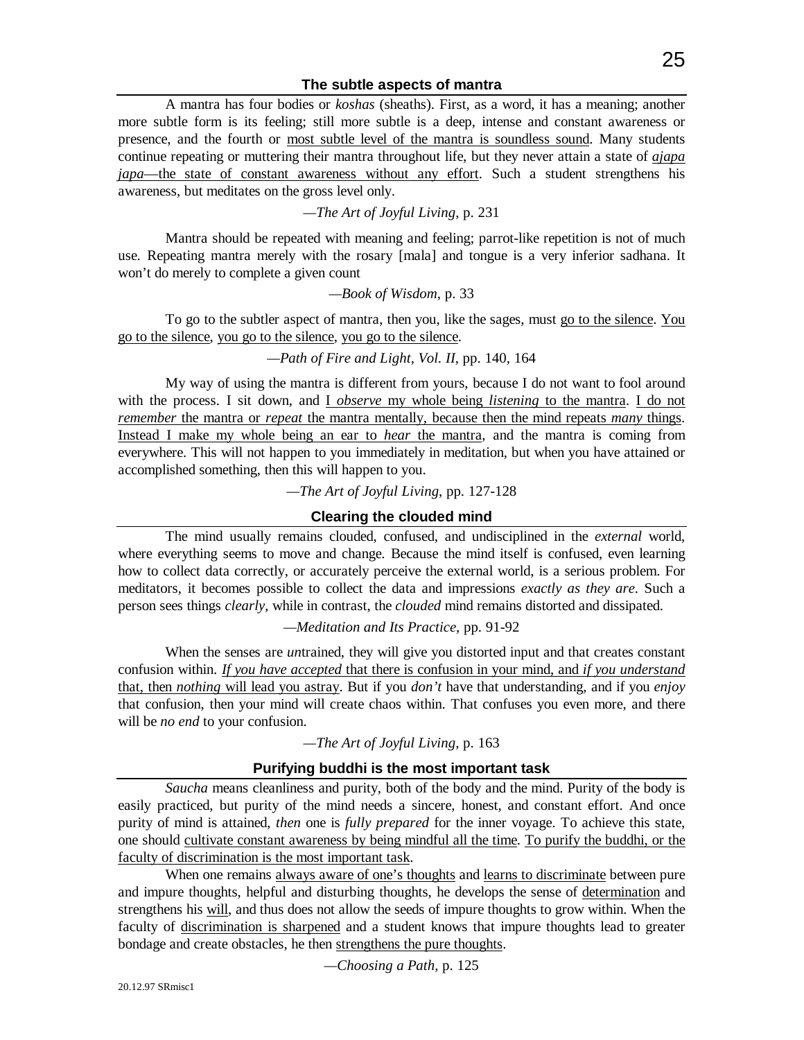## The subtle aspects of mantra

A mantra has four bodies or *koshas* (sheaths). First, as a word, it has a meaning; another more subtle form is its feeling; still more subtle is a deep, intense and constant awareness or presence, and the fourth or most subtle level of the mantra is soundless sound. Many students continue repeating or muttering their mantra throughout life, but they never attain a state of *ajapa japa*—the state of constant awareness without any effort. Such a student strengthens his awareness, but meditates on the gross level only.

—*The Art of Joyful Living*, p. 231

Mantra should be repeated with meaning and feeling; parrot-like repetition is not of much use. Repeating mantra merely with the rosary [mala] and tongue is a very inferior sadhana. It won't do merely to complete a given count

—*Book of Wisdom*, p. 33

To go to the subtler aspect of mantra, then you, like the sages, must go to the silence. You go to the silence, you go to the silence, you go to the silence.

—*Path of Fire and Light, Vol. II*, pp. 140, 164

My way of using the mantra is different from yours, because I do not want to fool around with the process. I sit down, and I *observe* my whole being *listening* to the mantra. I do not *remember* the mantra or *repeat* the mantra mentally, because then the mind repeats *many* things. Instead I make my whole being an ear to *hear* the mantra, and the mantra is coming from everywhere. This will not happen to you immediately in meditation, but when you have attained or accomplished something, then this will happen to you.

—*The Art of Joyful Living*, pp. 127-128

## Clearing the clouded mind

The mind usually remains clouded, confused, and undisciplined in the *external* world, where everything seems to move and change. Because the mind itself is confused, even learning how to collect data correctly, or accurately perceive the external world, is a serious problem. For meditators, it becomes possible to collect the data and impressions *exactly as they are*. Such a person sees things *clearly*, while in contrast, the *clouded* mind remains distorted and dissipated.

—*Meditation and Its Practice*, pp. 91-92

When the senses are *un*trained, they will give you distorted input and that creates constant confusion within. *If you have accepted* that there is confusion in your mind, and *if you understand* that, then *nothing* will lead you astray. But if you *don't* have that understanding, and if you *enjoy* that confusion, then your mind will create chaos within. That confuses you even more, and there will be *no end* to your confusion.

—*The Art of Joyful Living*, p. 163

## Purifying buddhi is the most important task

*Saucha* means cleanliness and purity, both of the body and the mind. Purity of the body is easily practiced, but purity of the mind needs a sincere, honest, and constant effort. And once purity of mind is attained, *then* one is *fully prepared* for the inner voyage. To achieve this state, one should cultivate constant awareness by being mindful all the time. To purify the buddhi, or the faculty of discrimination is the most important task.

When one remains always aware of one's thoughts and learns to discriminate between pure and impure thoughts, helpful and disturbing thoughts, he develops the sense of determination and strengthens his will, and thus does not allow the seeds of impure thoughts to grow within. When the faculty of discrimination is sharpened and a student knows that impure thoughts lead to greater bondage and create obstacles, he then strengthens the pure thoughts.

—*Choosing a Path*, p. 125

20.12.97 SRmisc1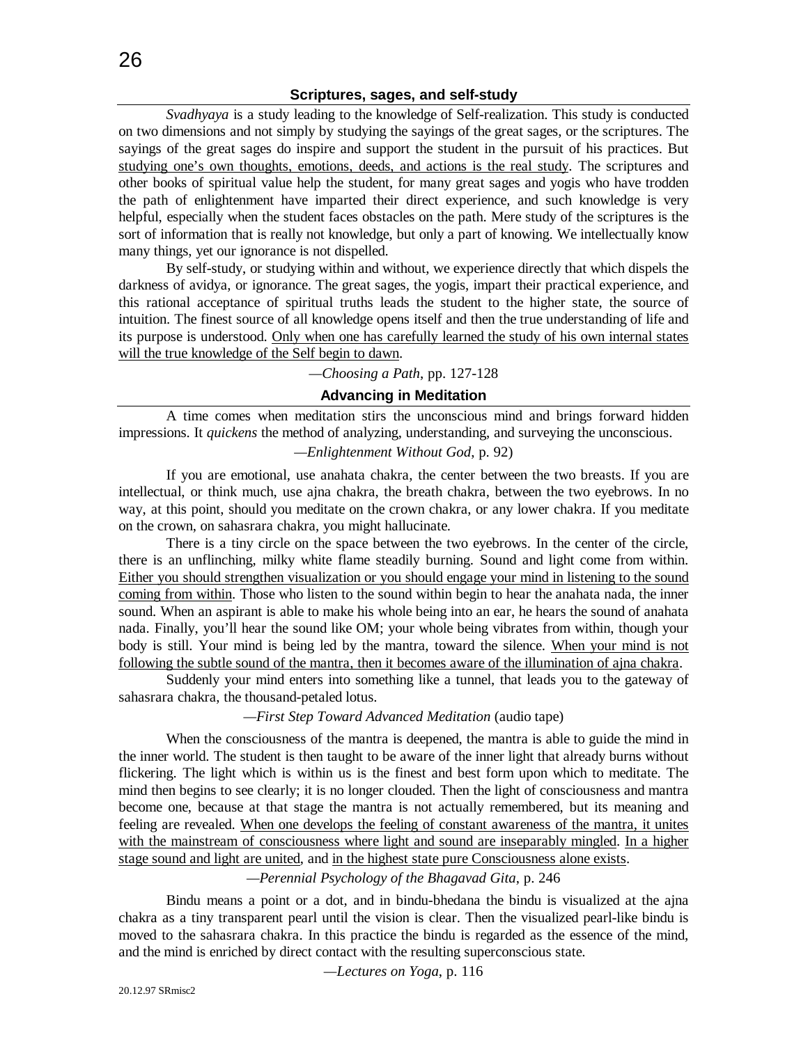## Scriptures, sages, and self-study

*Svadhyaya* is a study leading to the knowledge of Self-realization. This study is conducted on two dimensions and not simply by studying the sayings of the great sages, or the scriptures. The sayings of the great sages do inspire and support the student in the pursuit of his practices. But <u>studying one's own thoughts, emotions, deeds, and actions is the real study</u>. The scriptures and other books of spiritual value help the student, for many great sages and yogis who have trodden the path of enlightenment have imparted their direct experience, and such knowledge is very helpful, especially when the student faces obstacles on the path. Mere study of the scriptures is the sort of information that is really not knowledge, but only a part of knowing. We intellectually know many things, yet our ignorance is not dispelled.

By self-study, or studying within and without, we experience directly that which dispels the darkness of avidya, or ignorance. The great sages, the yogis, impart their practical experience, and this rational acceptance of spiritual truths leads the student to the higher state, the source of intuition. The finest source of all knowledge opens itself and then the true understanding of life and its purpose is understood. <u>Only when one has carefully learned the study of his own internal states will the true knowledge of the Self begin to dawn</u>.

—*Choosing a Path*, pp. 127-128

## Advancing in Meditation

A time comes when meditation stirs the unconscious mind and brings forward hidden impressions. It *quickens* the method of analyzing, understanding, and surveying the unconscious.

—*Enlightenment Without God*, p. 92)

If you are emotional, use anahata chakra, the center between the two breasts. If you are intellectual, or think much, use ajna chakra, the breath chakra, between the two eyebrows. In no way, at this point, should you meditate on the crown chakra, or any lower chakra. If you meditate on the crown, on sahasrara chakra, you might hallucinate.

There is a tiny circle on the space between the two eyebrows. In the center of the circle, there is an unflinching, milky white flame steadily burning. Sound and light come from within. <u>Either you should strengthen visualization or you should engage your mind in listening to the sound coming from within</u>. Those who listen to the sound within begin to hear the anahata nada, the inner sound. When an aspirant is able to make his whole being into an ear, he hears the sound of anahata nada. Finally, you'll hear the sound like OM; your whole being vibrates from within, though your body is still. Your mind is being led by the mantra, toward the silence. <u>When your mind is not following the subtle sound of the mantra, then it becomes aware of the illumination of ajna chakra</u>.

Suddenly your mind enters into something like a tunnel, that leads you to the gateway of sahasrara chakra, the thousand-petaled lotus.

—*First Step Toward Advanced Meditation* (audio tape)

When the consciousness of the mantra is deepened, the mantra is able to guide the mind in the inner world. The student is then taught to be aware of the inner light that already burns without flickering. The light which is within us is the finest and best form upon which to meditate. The mind then begins to see clearly; it is no longer clouded. Then the light of consciousness and mantra become one, because at that stage the mantra is not actually remembered, but its meaning and feeling are revealed. <u>When one develops the feeling of constant awareness of the mantra, it unites with the mainstream of consciousness where light and sound are inseparably mingled</u>. <u>In a higher stage sound and light are united</u>, and <u>in the highest state pure Consciousness alone exists</u>.

—*Perennial Psychology of the Bhagavad Gita*, p. 246

Bindu means a point or a dot, and in bindu-bhedana the bindu is visualized at the ajna chakra as a tiny transparent pearl until the vision is clear. Then the visualized pearl-like bindu is moved to the sahasrara chakra. In this practice the bindu is regarded as the essence of the mind, and the mind is enriched by direct contact with the resulting superconscious state.

—*Lectures on Yoga*, p. 116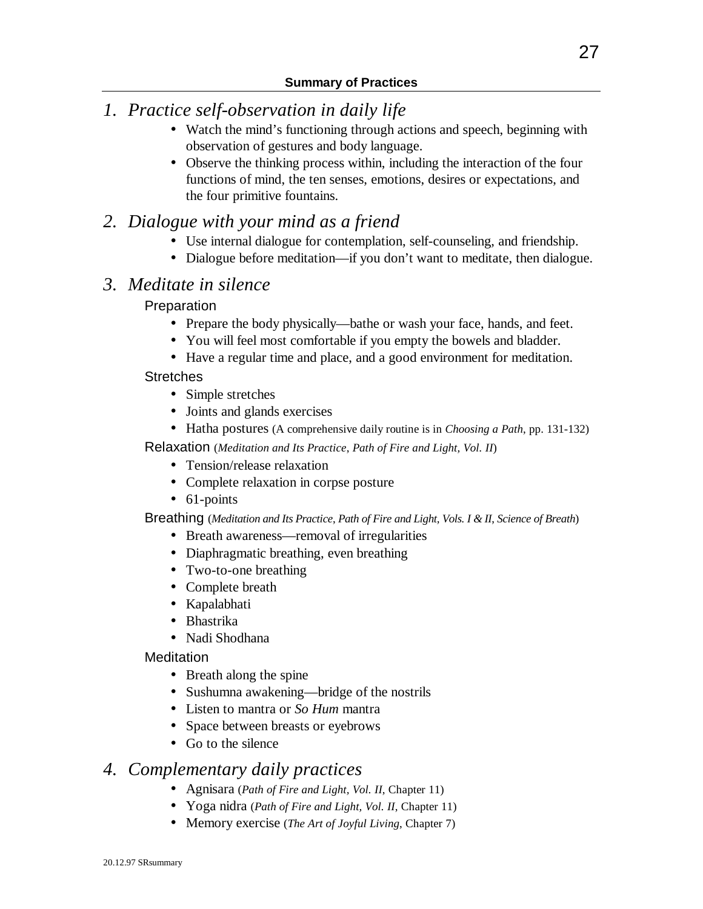## Summary of Practices

### *1. Practice self-observation in daily life*

- Watch the mind's functioning through actions and speech, beginning with observation of gestures and body language.
- Observe the thinking process within, including the interaction of the four functions of mind, the ten senses, emotions, desires or expectations, and the four primitive fountains.

### *2. Dialogue with your mind as a friend*

- Use internal dialogue for contemplation, self-counseling, and friendship.
- Dialogue before meditation—if you don't want to meditate, then dialogue.

### *3. Meditate in silence*

#### Preparation

- Prepare the body physically—bathe or wash your face, hands, and feet.
- You will feel most comfortable if you empty the bowels and bladder.
- Have a regular time and place, and a good environment for meditation.

#### Stretches

- Simple stretches
- Joints and glands exercises
- Hatha postures (A comprehensive daily routine is in *Choosing a Path*, pp. 131-132)

#### Relaxation (*Meditation and Its Practice*, *Path of Fire and Light, Vol. II*)

- Tension/release relaxation
- Complete relaxation in corpse posture
- 61-points

#### Breathing (*Meditation and Its Practice*, *Path of Fire and Light, Vols. I & II, Science of Breath*)

- Breath awareness—removal of irregularities
- Diaphragmatic breathing, even breathing
- Two-to-one breathing
- Complete breath
- Kapalabhati
- Bhastrika
- Nadi Shodhana

#### Meditation

- Breath along the spine
- Sushumna awakening—bridge of the nostrils
- Listen to mantra or *So Hum* mantra
- Space between breasts or eyebrows
- Go to the silence

### *4. Complementary daily practices*

- Agnisara (*Path of Fire and Light, Vol. II*, Chapter 11)
- Yoga nidra (*Path of Fire and Light, Vol. II*, Chapter 11)
- Memory exercise (*The Art of Joyful Living*, Chapter 7)

20.12.97 SRsummary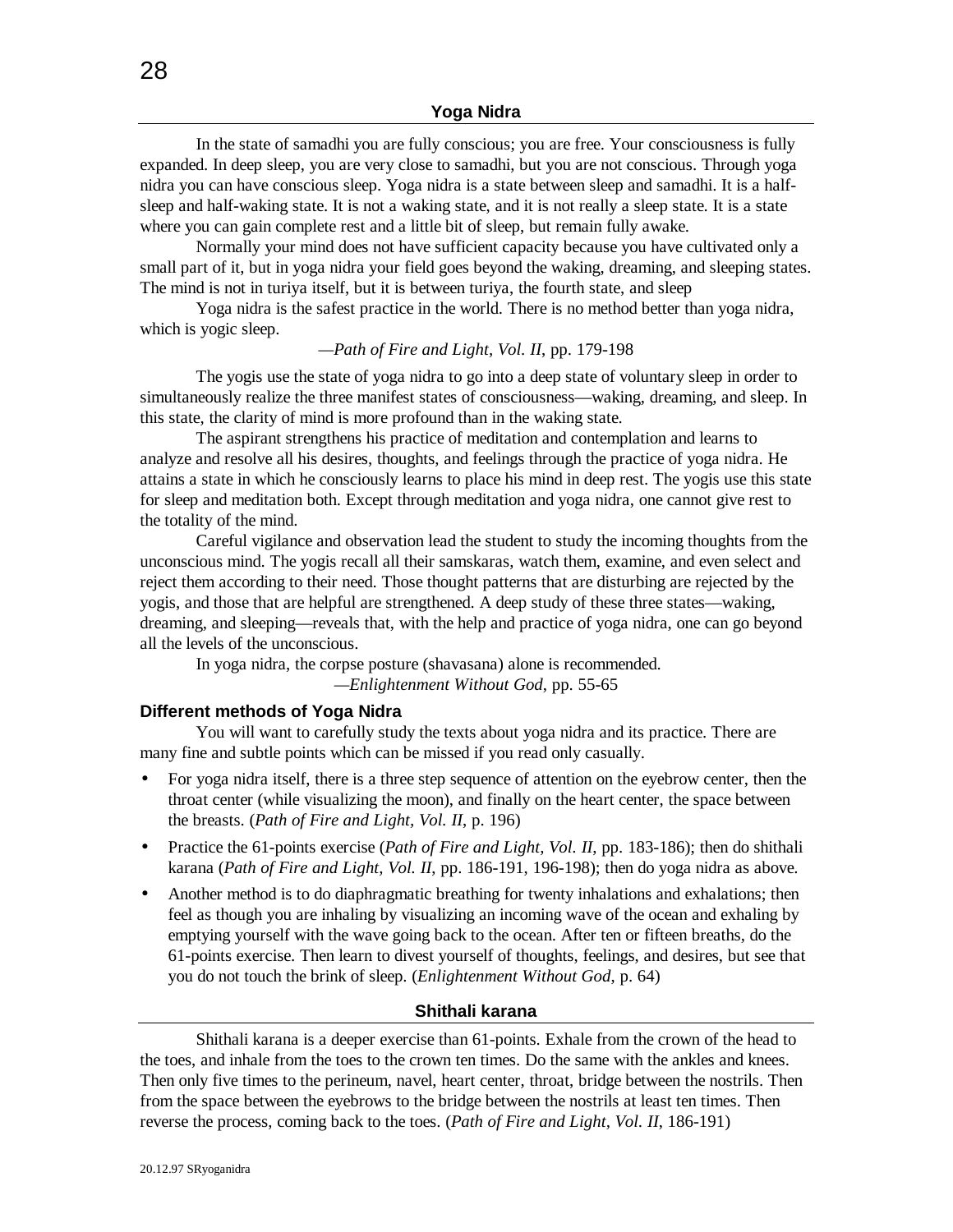## Yoga Nidra

In the state of samadhi you are fully conscious; you are free. Your consciousness is fully expanded. In deep sleep, you are very close to samadhi, but you are not conscious. Through yoga nidra you can have conscious sleep. Yoga nidra is a state between sleep and samadhi. It is a half-sleep and half-waking state. It is not a waking state, and it is not really a sleep state. It is a state where you can gain complete rest and a little bit of sleep, but remain fully awake.

Normally your mind does not have sufficient capacity because you have cultivated only a small part of it, but in yoga nidra your field goes beyond the waking, dreaming, and sleeping states. The mind is not in turiya itself, but it is between turiya, the fourth state, and sleep

Yoga nidra is the safest practice in the world. There is no method better than yoga nidra, which is yogic sleep.

—*Path of Fire and Light, Vol. II*, pp. 179-198

The yogis use the state of yoga nidra to go into a deep state of voluntary sleep in order to simultaneously realize the three manifest states of consciousness—waking, dreaming, and sleep. In this state, the clarity of mind is more profound than in the waking state.

The aspirant strengthens his practice of meditation and contemplation and learns to analyze and resolve all his desires, thoughts, and feelings through the practice of yoga nidra. He attains a state in which he consciously learns to place his mind in deep rest. The yogis use this state for sleep and meditation both. Except through meditation and yoga nidra, one cannot give rest to the totality of the mind.

Careful vigilance and observation lead the student to study the incoming thoughts from the unconscious mind. The yogis recall all their samskaras, watch them, examine, and even select and reject them according to their need. Those thought patterns that are disturbing are rejected by the yogis, and those that are helpful are strengthened. A deep study of these three states—waking, dreaming, and sleeping—reveals that, with the help and practice of yoga nidra, one can go beyond all the levels of the unconscious.

In yoga nidra, the corpse posture (shavasana) alone is recommended.

—*Enlightenment Without God*, pp. 55-65

### Different methods of Yoga Nidra

You will want to carefully study the texts about yoga nidra and its practice. There are many fine and subtle points which can be missed if you read only casually.

- For yoga nidra itself, there is a three step sequence of attention on the eyebrow center, then the throat center (while visualizing the moon), and finally on the heart center, the space between the breasts. (*Path of Fire and Light, Vol. II*, p. 196)
- Practice the 61-points exercise (*Path of Fire and Light, Vol. II*, pp. 183-186); then do shithali karana (*Path of Fire and Light, Vol. II*, pp. 186-191, 196-198); then do yoga nidra as above.
- Another method is to do diaphragmatic breathing for twenty inhalations and exhalations; then feel as though you are inhaling by visualizing an incoming wave of the ocean and exhaling by emptying yourself with the wave going back to the ocean. After ten or fifteen breaths, do the 61-points exercise. Then learn to divest yourself of thoughts, feelings, and desires, but see that you do not touch the brink of sleep. (*Enlightenment Without God*, p. 64)

## Shithali karana

Shithali karana is a deeper exercise than 61-points. Exhale from the crown of the head to the toes, and inhale from the toes to the crown ten times. Do the same with the ankles and knees. Then only five times to the perineum, navel, heart center, throat, bridge between the nostrils. Then from the space between the eyebrows to the bridge between the nostrils at least ten times. Then reverse the process, coming back to the toes. (*Path of Fire and Light, Vol. II*, 186-191)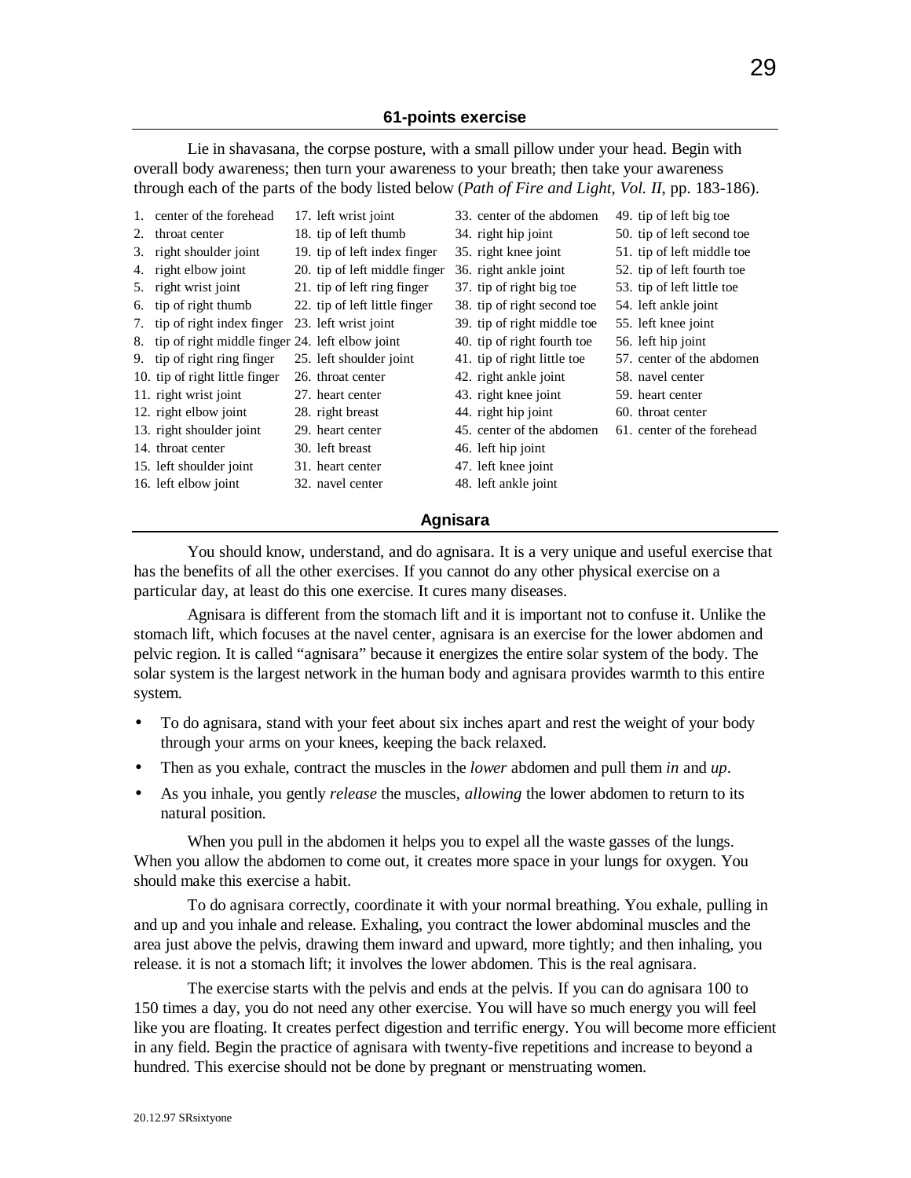## 61-points exercise

Lie in shavasana, the corpse posture, with a small pillow under your head. Begin with overall body awareness; then turn your awareness to your breath; then take your awareness through each of the parts of the body listed below (*Path of Fire and Light, Vol. II*, pp. 183-186).

1. center of the forehead
2. throat center
3. right shoulder joint
4. right elbow joint
5. right wrist joint
6. tip of right thumb
7. tip of right index finger
8. tip of right middle finger
9. tip of right ring finger
10. tip of right little finger
11. right wrist joint
12. right elbow joint
13. right shoulder joint
14. throat center
15. left shoulder joint
16. left elbow joint
17. left wrist joint
18. tip of left thumb
19. tip of left index finger
20. tip of left middle finger
21. tip of left ring finger
22. tip of left little finger
23. left wrist joint
24. left elbow joint
25. left shoulder joint
26. throat center
27. heart center
28. right breast
29. heart center
30. left breast
31. heart center
32. navel center
33. center of the abdomen
34. right hip joint
35. right knee joint
36. right ankle joint
37. tip of right big toe
38. tip of right second toe
39. tip of right middle toe
40. tip of right fourth toe
41. tip of right little toe
42. right ankle joint
43. right knee joint
44. right hip joint
45. center of the abdomen
46. left hip joint
47. left knee joint
48. left ankle joint
49. tip of left big toe
50. tip of left second toe
51. tip of left middle toe
52. tip of left fourth toe
53. tip of left little toe
54. left ankle joint
55. left knee joint
56. left hip joint
57. center of the abdomen
58. navel center
59. heart center
60. throat center
61. center of the forehead

## Agnisara

You should know, understand, and do agnisara. It is a very unique and useful exercise that has the benefits of all the other exercises. If you cannot do any other physical exercise on a particular day, at least do this one exercise. It cures many diseases.

Agnisara is different from the stomach lift and it is important not to confuse it. Unlike the stomach lift, which focuses at the navel center, agnisara is an exercise for the lower abdomen and pelvic region. It is called "agnisara" because it energizes the entire solar system of the body. The solar system is the largest network in the human body and agnisara provides warmth to this entire system.

- To do agnisara, stand with your feet about six inches apart and rest the weight of your body through your arms on your knees, keeping the back relaxed.
- Then as you exhale, contract the muscles in the *lower* abdomen and pull them *in* and *up*.
- As you inhale, you gently *release* the muscles, *allowing* the lower abdomen to return to its natural position.

When you pull in the abdomen it helps you to expel all the waste gasses of the lungs. When you allow the abdomen to come out, it creates more space in your lungs for oxygen. You should make this exercise a habit.

To do agnisara correctly, coordinate it with your normal breathing. You exhale, pulling in and up and you inhale and release. Exhaling, you contract the lower abdominal muscles and the area just above the pelvis, drawing them inward and upward, more tightly; and then inhaling, you release. it is not a stomach lift; it involves the lower abdomen. This is the real agnisara.

The exercise starts with the pelvis and ends at the pelvis. If you can do agnisara 100 to 150 times a day, you do not need any other exercise. You will have so much energy you will feel like you are floating. It creates perfect digestion and terrific energy. You will become more efficient in any field. Begin the practice of agnisara with twenty-five repetitions and increase to beyond a hundred. This exercise should not be done by pregnant or menstruating women.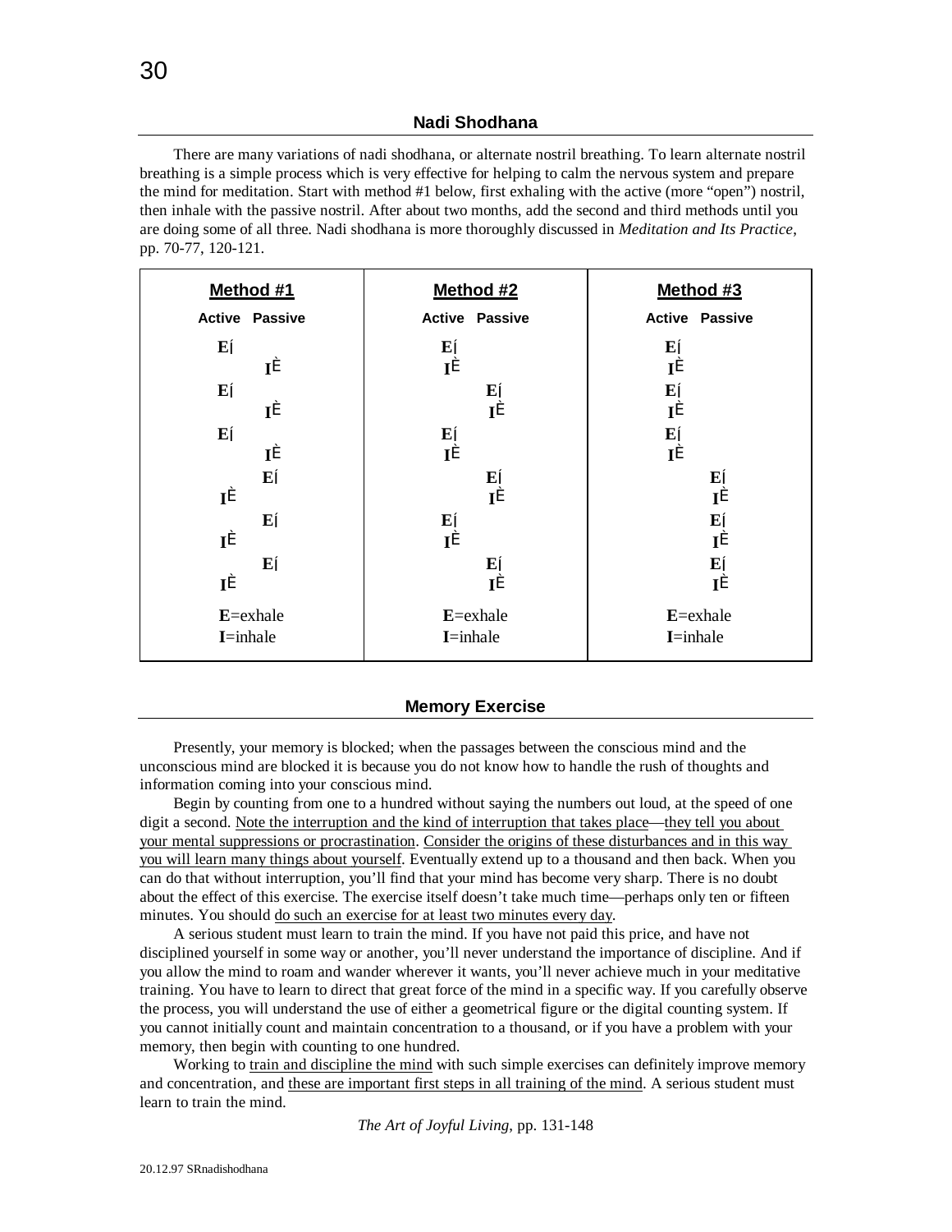### Nadi Shodhana

There are many variations of nadi shodhana, or alternate nostril breathing. To learn alternate nostril breathing is a simple process which is very effective for helping to calm the nervous system and prepare the mind for meditation. Start with method #1 below, first exhaling with the active (more "open") nostril, then inhale with the passive nostril. After about two months, add the second and third methods until you are doing some of all three. Nadi shodhana is more thoroughly discussed in *Meditation and Its Practice*, pp. 70-77, 120-121.

| **Method #1** | | **Method #2** | | **Method #3** | |
|---|---|---|---|---|---|
| **Active** | **Passive** | **Active** | **Passive** | **Active** | **Passive** |
| **E**í | | **E**í | | **E**í | |
| | **I**È | **I**È | | **I**È | |
| **E**í | | | **E**í | **E**í | |
| | **I**È | | **I**È | **I**È | |
| **E**í | | **E**í | | **E**í | |
| | **I**È | **I**È | | **I**È | |
| | **E**í | | **E**í | | **E**í |
| **I**È | | | **I**È | | **I**È |
| | **E**í | **E**í | | | **E**í |
| **I**È | | **I**È | | | **I**È |
| | **E**í | | **E**í | | **E**í |
| **I**È | | | **I**È | | **I**È |
| **E**=exhale | | **E**=exhale | | **E**=exhale | |
| **I**=inhale | | **I**=inhale | | **I**=inhale | |

### Memory Exercise

Presently, your memory is blocked; when the passages between the conscious mind and the unconscious mind are blocked it is because you do not know how to handle the rush of thoughts and information coming into your conscious mind.

Begin by counting from one to a hundred without saying the numbers out loud, at the speed of one digit a second. Note the interruption and the kind of interruption that takes place—they tell you about your mental suppressions or procrastination. Consider the origins of these disturbances and in this way you will learn many things about yourself. Eventually extend up to a thousand and then back. When you can do that without interruption, you'll find that your mind has become very sharp. There is no doubt about the effect of this exercise. The exercise itself doesn't take much time—perhaps only ten or fifteen minutes. You should do such an exercise for at least two minutes every day.

A serious student must learn to train the mind. If you have not paid this price, and have not disciplined yourself in some way or another, you'll never understand the importance of discipline. And if you allow the mind to roam and wander wherever it wants, you'll never achieve much in your meditative training. You have to learn to direct that great force of the mind in a specific way. If you carefully observe the process, you will understand the use of either a geometrical figure or the digital counting system. If you cannot initially count and maintain concentration to a thousand, or if you have a problem with your memory, then begin with counting to one hundred.

Working to train and discipline the mind with such simple exercises can definitely improve memory and concentration, and these are important first steps in all training of the mind. A serious student must learn to train the mind.

*The Art of Joyful Living*, pp. 131-148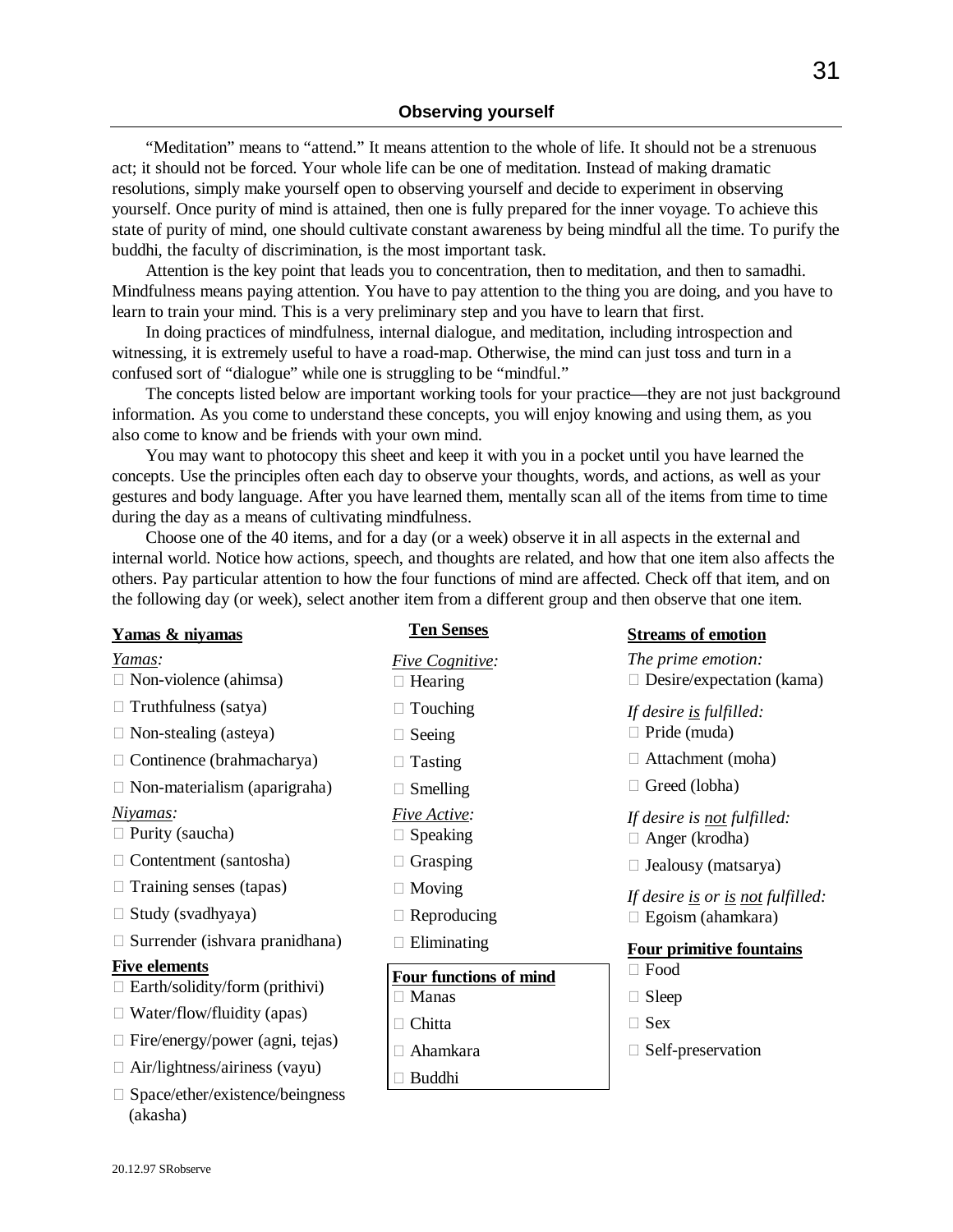## Observing yourself

"Meditation" means to "attend." It means attention to the whole of life. It should not be a strenuous act; it should not be forced. Your whole life can be one of meditation. Instead of making dramatic resolutions, simply make yourself open to observing yourself and decide to experiment in observing yourself. Once purity of mind is attained, then one is fully prepared for the inner voyage. To achieve this state of purity of mind, one should cultivate constant awareness by being mindful all the time. To purify the buddhi, the faculty of discrimination, is the most important task.

Attention is the key point that leads you to concentration, then to meditation, and then to samadhi. Mindfulness means paying attention. You have to pay attention to the thing you are doing, and you have to learn to train your mind. This is a very preliminary step and you have to learn that first.

In doing practices of mindfulness, internal dialogue, and meditation, including introspection and witnessing, it is extremely useful to have a road-map. Otherwise, the mind can just toss and turn in a confused sort of "dialogue" while one is struggling to be "mindful."

The concepts listed below are important working tools for your practice—they are not just background information. As you come to understand these concepts, you will enjoy knowing and using them, as you also come to know and be friends with your own mind.

You may want to photocopy this sheet and keep it with you in a pocket until you have learned the concepts. Use the principles often each day to observe your thoughts, words, and actions, as well as your gestures and body language. After you have learned them, mentally scan all of the items from time to time during the day as a means of cultivating mindfulness.

Choose one of the 40 items, and for a day (or a week) observe it in all aspects in the external and internal world. Notice how actions, speech, and thoughts are related, and how that one item also affects the others. Pay particular attention to how the four functions of mind are affected. Check off that item, and on the following day (or week), select another item from a different group and then observe that one item.

**Yamas & niyamas**

*Yamas:*

- ☐ Non-violence (ahimsa)
- ☐ Truthfulness (satya)
- ☐ Non-stealing (asteya)
- ☐ Continence (brahmacharya)
- ☐ Non-materialism (aparigraha)

*Niyamas:*

- ☐ Purity (saucha)
- ☐ Contentment (santosha)
- ☐ Training senses (tapas)
- ☐ Study (svadhyaya)
- ☐ Surrender (ishvara pranidhana)

**Five elements**

- ☐ Earth/solidity/form (prithivi)
- ☐ Water/flow/fluidity (apas)
- ☐ Fire/energy/power (agni, tejas)
- ☐ Air/lightness/airiness (vayu)
- ☐ Space/ether/existence/beingness (akasha)

**Ten Senses**

*Five Cognitive:*

- ☐ Hearing
- ☐ Touching
- ☐ Seeing
- ☐ Tasting
- ☐ Smelling

*Five Active:*

- ☐ Speaking
- ☐ Grasping
- ☐ Moving
- ☐ Reproducing
- ☐ Eliminating

**Four functions of mind**

- ☐ Manas
- ☐ Chitta
- ☐ Ahamkara
- ☐ Buddhi

**Streams of emotion**

*The prime emotion:*

- ☐ Desire/expectation (kama)

*If desire is fulfilled:*

- ☐ Pride (muda)
- ☐ Attachment (moha)
- ☐ Greed (lobha)

*If desire is not fulfilled:*

- ☐ Anger (krodha)
- ☐ Jealousy (matsarya)

*If desire is or is not fulfilled:*

- ☐ Egoism (ahamkara)

**Four primitive fountains**

- ☐ Food
- ☐ Sleep
- ☐ Sex
- ☐ Self-preservation

20.12.97 SRobserve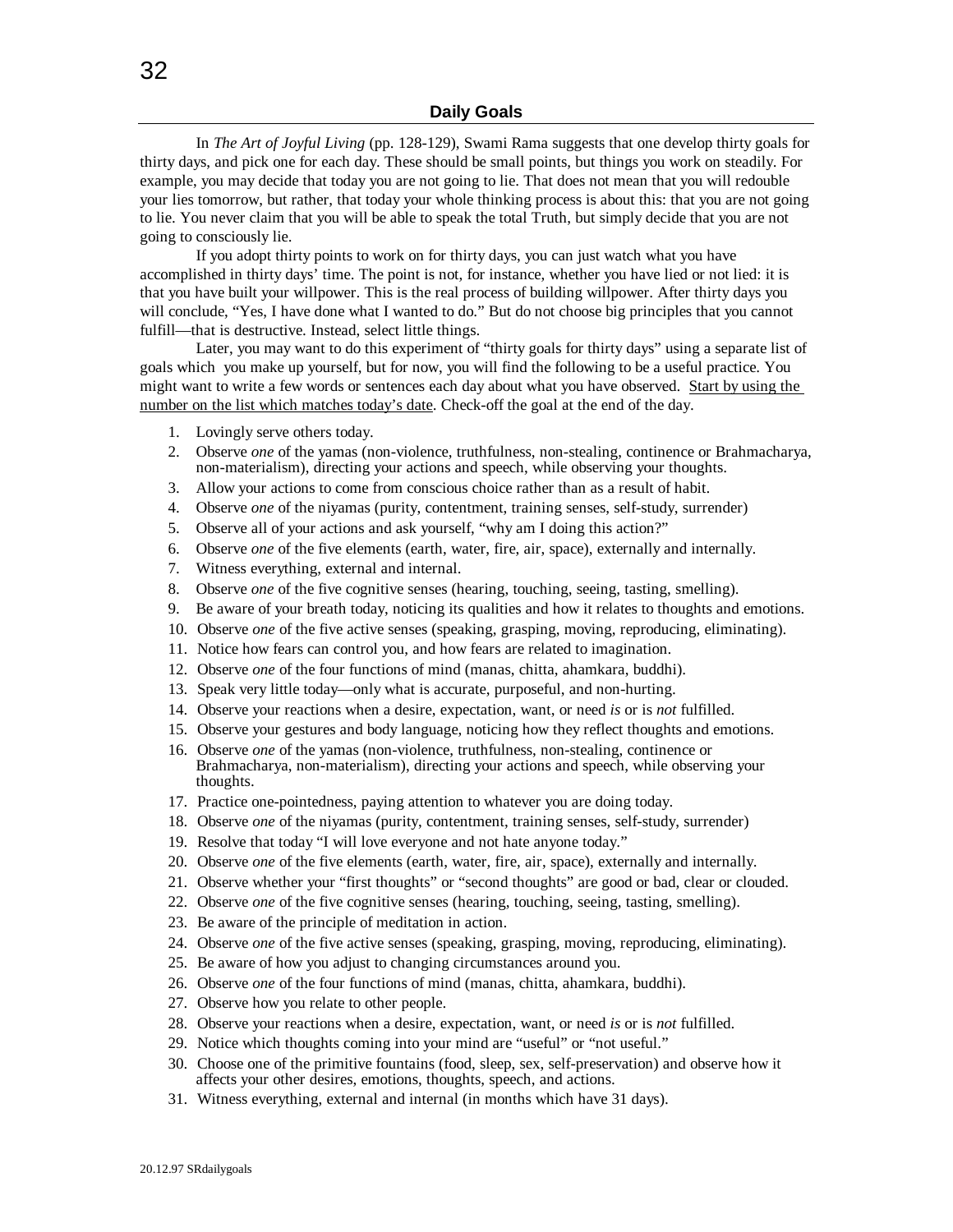## Daily Goals

In *The Art of Joyful Living* (pp. 128-129), Swami Rama suggests that one develop thirty goals for thirty days, and pick one for each day. These should be small points, but things you work on steadily. For example, you may decide that today you are not going to lie. That does not mean that you will redouble your lies tomorrow, but rather, that today your whole thinking process is about this: that you are not going to lie. You never claim that you will be able to speak the total Truth, but simply decide that you are not going to consciously lie.

If you adopt thirty points to work on for thirty days, you can just watch what you have accomplished in thirty days' time. The point is not, for instance, whether you have lied or not lied: it is that you have built your willpower. This is the real process of building willpower. After thirty days you will conclude, "Yes, I have done what I wanted to do." But do not choose big principles that you cannot fulfill—that is destructive. Instead, select little things.

Later, you may want to do this experiment of "thirty goals for thirty days" using a separate list of goals which you make up yourself, but for now, you will find the following to be a useful practice. You might want to write a few words or sentences each day about what you have observed. Start by using the number on the list which matches today's date. Check-off the goal at the end of the day.

1. Lovingly serve others today.
2. Observe *one* of the yamas (non-violence, truthfulness, non-stealing, continence or Brahmacharya, non-materialism), directing your actions and speech, while observing your thoughts.
3. Allow your actions to come from conscious choice rather than as a result of habit.
4. Observe *one* of the niyamas (purity, contentment, training senses, self-study, surrender)
5. Observe all of your actions and ask yourself, "why am I doing this action?"
6. Observe *one* of the five elements (earth, water, fire, air, space), externally and internally.
7. Witness everything, external and internal.
8. Observe *one* of the five cognitive senses (hearing, touching, seeing, tasting, smelling).
9. Be aware of your breath today, noticing its qualities and how it relates to thoughts and emotions.
10. Observe *one* of the five active senses (speaking, grasping, moving, reproducing, eliminating).
11. Notice how fears can control you, and how fears are related to imagination.
12. Observe *one* of the four functions of mind (manas, chitta, ahamkara, buddhi).
13. Speak very little today—only what is accurate, purposeful, and non-hurting.
14. Observe your reactions when a desire, expectation, want, or need *is* or is *not* fulfilled.
15. Observe your gestures and body language, noticing how they reflect thoughts and emotions.
16. Observe *one* of the yamas (non-violence, truthfulness, non-stealing, continence or Brahmacharya, non-materialism), directing your actions and speech, while observing your thoughts.
17. Practice one-pointedness, paying attention to whatever you are doing today.
18. Observe *one* of the niyamas (purity, contentment, training senses, self-study, surrender)
19. Resolve that today "I will love everyone and not hate anyone today."
20. Observe *one* of the five elements (earth, water, fire, air, space), externally and internally.
21. Observe whether your "first thoughts" or "second thoughts" are good or bad, clear or clouded.
22. Observe *one* of the five cognitive senses (hearing, touching, seeing, tasting, smelling).
23. Be aware of the principle of meditation in action.
24. Observe *one* of the five active senses (speaking, grasping, moving, reproducing, eliminating).
25. Be aware of how you adjust to changing circumstances around you.
26. Observe *one* of the four functions of mind (manas, chitta, ahamkara, buddhi).
27. Observe how you relate to other people.
28. Observe your reactions when a desire, expectation, want, or need *is* or is *not* fulfilled.
29. Notice which thoughts coming into your mind are "useful" or "not useful."
30. Choose one of the primitive fountains (food, sleep, sex, self-preservation) and observe how it affects your other desires, emotions, thoughts, speech, and actions.
31. Witness everything, external and internal (in months which have 31 days).

20.12.97 SRdailygoals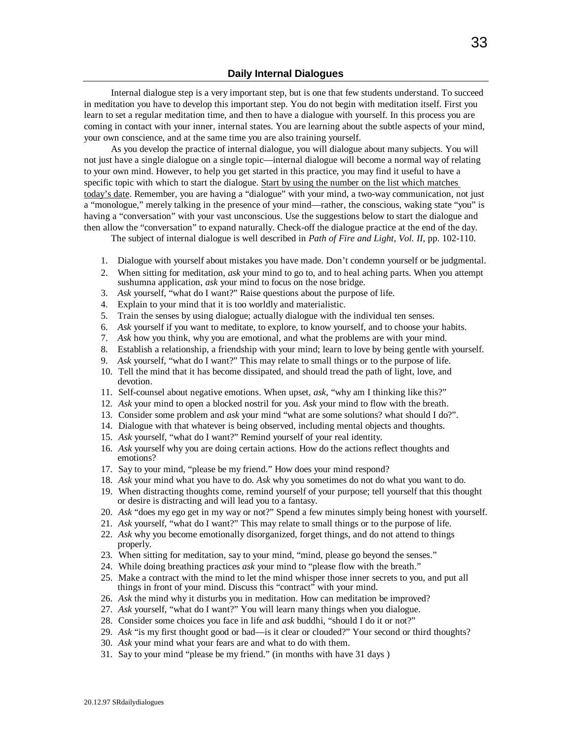## Daily Internal Dialogues

Internal dialogue step is a very important step, but is one that few students understand. To succeed in meditation you have to develop this important step. You do not begin with meditation itself. First you learn to set a regular meditation time, and then to have a dialogue with yourself. In this process you are coming in contact with your inner, internal states. You are learning about the subtle aspects of your mind, your own conscience, and at the same time you are also training yourself.

As you develop the practice of internal dialogue, you will dialogue about many subjects. You will not just have a single dialogue on a single topic—internal dialogue will become a normal way of relating to your own mind. However, to help you get started in this practice, you may find it useful to have a specific topic with which to start the dialogue. <u>Start by using the number on the list which matches today's date</u>. Remember, you are having a "dialogue" with your mind, a two-way communication, not just a "monologue," merely talking in the presence of your mind—rather, the conscious, waking state "you" is having a "conversation" with your vast unconscious. Use the suggestions below to start the dialogue and then allow the "conversation" to expand naturally. Check-off the dialogue practice at the end of the day.

The subject of internal dialogue is well described in *Path of Fire and Light, Vol. II,* pp. 102-110.

1. Dialogue with yourself about mistakes you have made. Don't condemn yourself or be judgmental.
2. When sitting for meditation, *ask* your mind to go to, and to heal aching parts. When you attempt sushumna application, *ask* your mind to focus on the nose bridge.
3. *Ask* yourself, "what do I want?" Raise questions about the purpose of life.
4. Explain to your mind that it is too worldly and materialistic.
5. Train the senses by using dialogue; actually dialogue with the individual ten senses.
6. *Ask* yourself if you want to meditate, to explore, to know yourself, and to choose your habits.
7. *Ask* how you think, why you are emotional, and what the problems are with your mind.
8. Establish a relationship, a friendship with your mind; learn to love by being gentle with yourself.
9. *Ask* yourself, "what do I want?" This may relate to small things or to the purpose of life.
10. Tell the mind that it has become dissipated, and should tread the path of light, love, and devotion.
11. Self-counsel about negative emotions. When upset, *ask*, "why am I thinking like this?"
12. *Ask* your mind to open a blocked nostril for you. *Ask* your mind to flow with the breath.
13. Consider some problem and *ask* your mind "what are some solutions? what should I do?".
14. Dialogue with that whatever is being observed, including mental objects and thoughts.
15. *Ask* yourself, "what do I want?" Remind yourself of your real identity.
16. *Ask* yourself why you are doing certain actions. How do the actions reflect thoughts and emotions?
17. Say to your mind, "please be my friend." How does your mind respond?
18. *Ask* your mind what you have to do. *Ask* why you sometimes do not do what you want to do.
19. When distracting thoughts come, remind yourself of your purpose; tell yourself that this thought or desire is distracting and will lead you to a fantasy.
20. *Ask* "does my ego get in my way or not?" Spend a few minutes simply being honest with yourself.
21. *Ask* yourself, "what do I want?" This may relate to small things or to the purpose of life.
22. *Ask* why you become emotionally disorganized, forget things, and do not attend to things properly.
23. When sitting for meditation, say to your mind, "mind, please go beyond the senses."
24. While doing breathing practices *ask* your mind to "please flow with the breath."
25. Make a contract with the mind to let the mind whisper those inner secrets to you, and put all things in front of your mind. Discuss this "contract" with your mind.
26. *Ask* the mind why it disturbs you in meditation. How can meditation be improved?
27. *Ask* yourself, "what do I want?" You will learn many things when you dialogue.
28. Consider some choices you face in life and *ask* buddhi, "should I do it or not?"
29. *Ask* "is my first thought good or bad—is it clear or clouded?" Your second or third thoughts?
30. *Ask* your mind what your fears are and what to do with them.
31. Say to your mind "please be my friend." (in months with have 31 days )

20.12.97 SRdailydialogues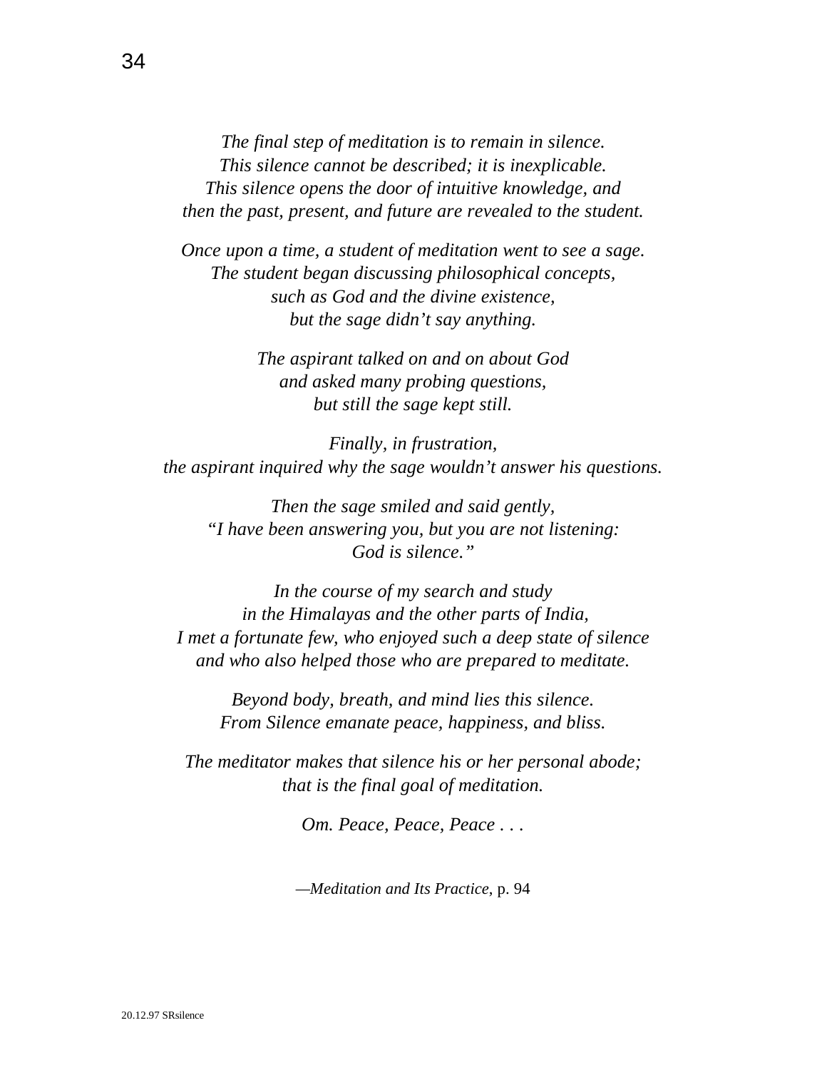*The final step of meditation is to remain in silence.*
*This silence cannot be described; it is inexplicable.*
*This silence opens the door of intuitive knowledge, and*
*then the past, present, and future are revealed to the student.*

*Once upon a time, a student of meditation went to see a sage.*
*The student began discussing philosophical concepts,*
*such as God and the divine existence,*
*but the sage didn't say anything.*

*The aspirant talked on and on about God*
*and asked many probing questions,*
*but still the sage kept still.*

*Finally, in frustration,*
*the aspirant inquired why the sage wouldn't answer his questions.*

*Then the sage smiled and said gently,*
*"I have been answering you, but you are not listening:*
*God is silence."*

*In the course of my search and study*
*in the Himalayas and the other parts of India,*
*I met a fortunate few, who enjoyed such a deep state of silence*
*and who also helped those who are prepared to meditate.*

*Beyond body, breath, and mind lies this silence.*
*From Silence emanate peace, happiness, and bliss.*

*The meditator makes that silence his or her personal abode;*
*that is the final goal of meditation.*

*Om. Peace, Peace, Peace . . .*

—*Meditation and Its Practice*, p. 94

20.12.97 SRsilence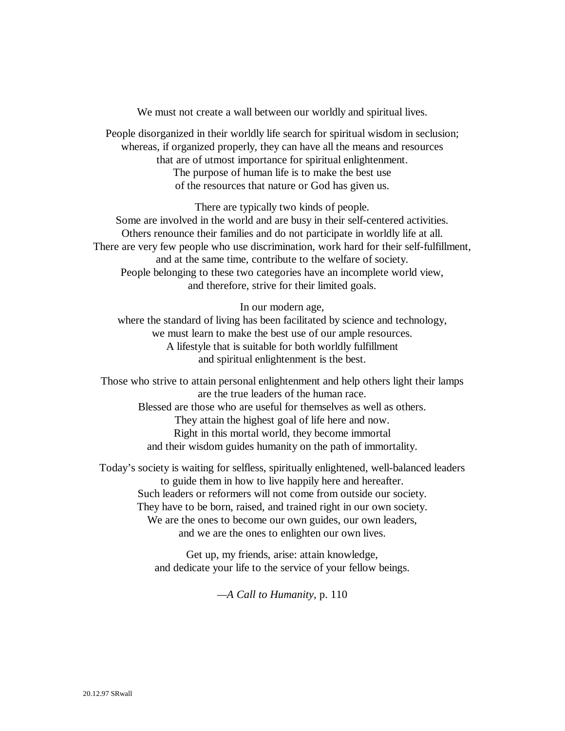We must not create a wall between our worldly and spiritual lives.

People disorganized in their worldly life search for spiritual wisdom in seclusion;
whereas, if organized properly, they can have all the means and resources
that are of utmost importance for spiritual enlightenment.
The purpose of human life is to make the best use
of the resources that nature or God has given us.

There are typically two kinds of people.
Some are involved in the world and are busy in their self-centered activities.
Others renounce their families and do not participate in worldly life at all.
There are very few people who use discrimination, work hard for their self-fulfillment,
and at the same time, contribute to the welfare of society.
People belonging to these two categories have an incomplete world view,
and therefore, strive for their limited goals.

In our modern age,
where the standard of living has been facilitated by science and technology,
we must learn to make the best use of our ample resources.
A lifestyle that is suitable for both worldly fulfillment
and spiritual enlightenment is the best.

Those who strive to attain personal enlightenment and help others light their lamps
are the true leaders of the human race.
Blessed are those who are useful for themselves as well as others.
They attain the highest goal of life here and now.
Right in this mortal world, they become immortal
and their wisdom guides humanity on the path of immortality.

Today's society is waiting for selfless, spiritually enlightened, well-balanced leaders
to guide them in how to live happily here and hereafter.
Such leaders or reformers will not come from outside our society.
They have to be born, raised, and trained right in our own society.
We are the ones to become our own guides, our own leaders,
and we are the ones to enlighten our own lives.

Get up, my friends, arise: attain knowledge,
and dedicate your life to the service of your fellow beings.

—*A Call to Humanity*, p. 110

20.12.97 SRwall